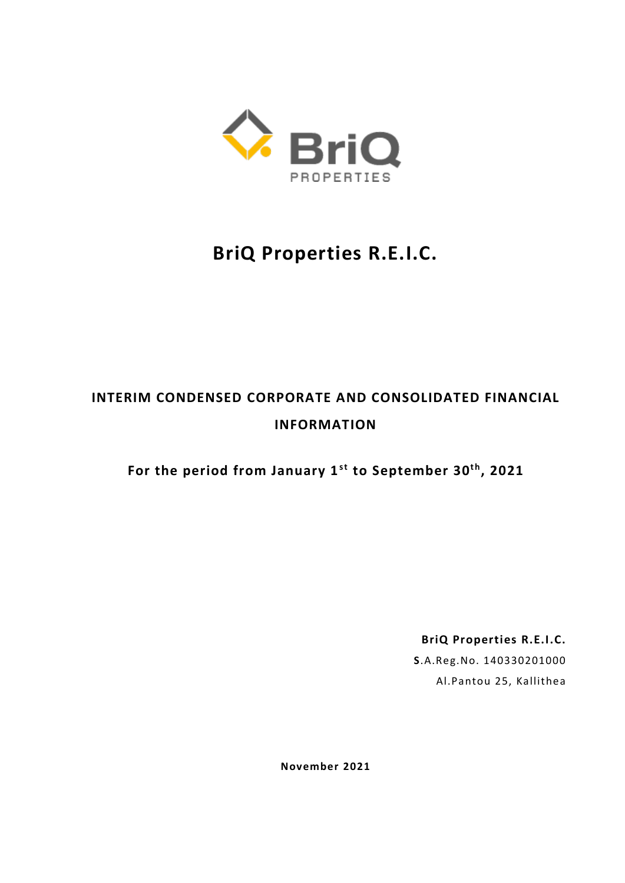BriQ PROPERTIES

# BriQ Properties R.E.I.C.

## INTERIM CONDENSED CORPORATE AND CONSOLIDATED FINANCIAL INFORMATION

**For the period from January 1st to September 30th, 2021**

**BriQ Properties R.E.I.C.**

**S**.A.Reg.No. 140330201000

Al.Pantou 25, Kallithea

**November 2021**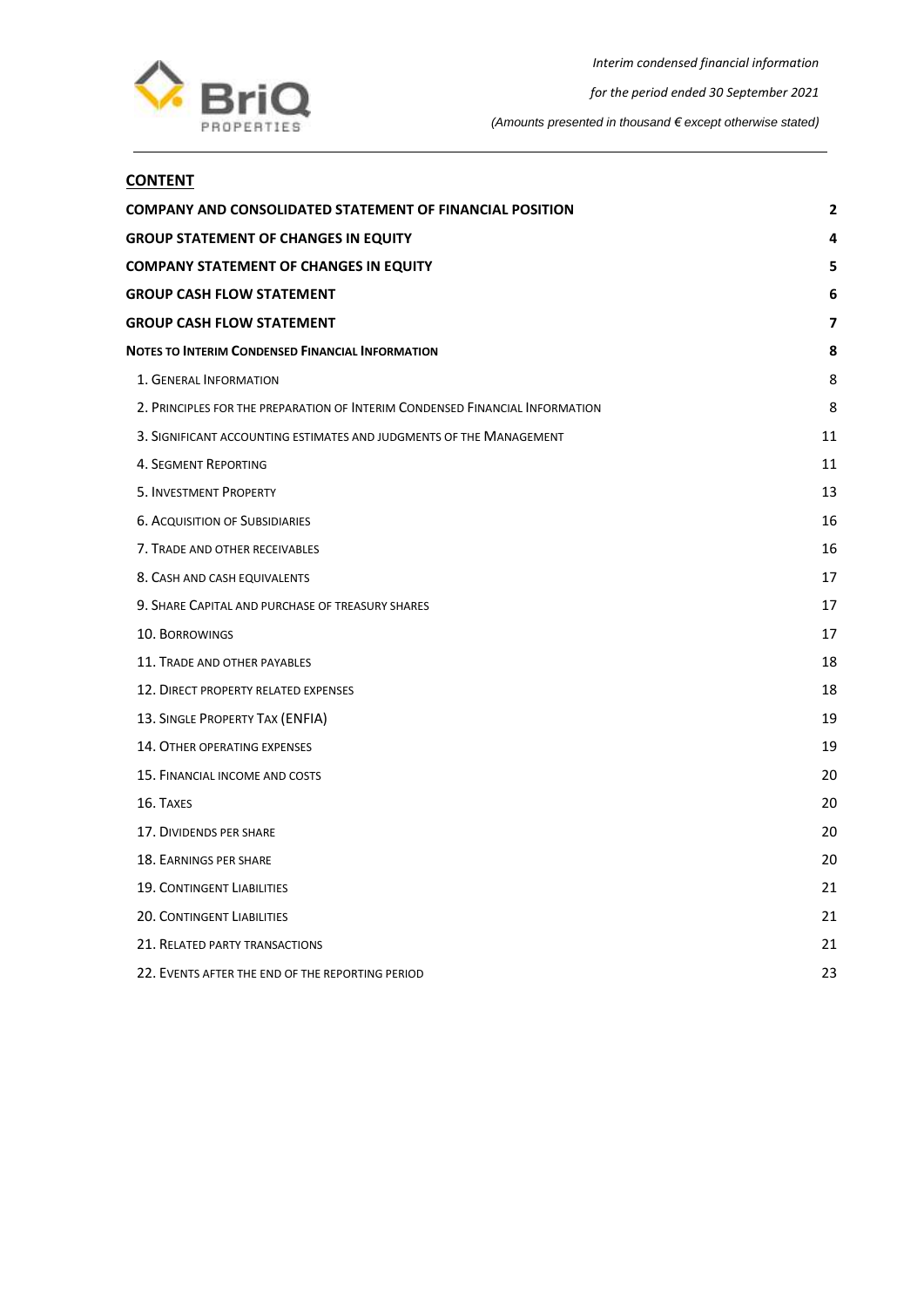## CONTENT

| | |
|---|---|
| **COMPANY AND CONSOLIDATED STATEMENT OF FINANCIAL POSITION** | **2** |
| **GROUP STATEMENT OF CHANGES IN EQUITY** | **4** |
| **COMPANY STATEMENT OF CHANGES IN EQUITY** | **5** |
| **GROUP CASH FLOW STATEMENT** | **6** |
| **GROUP CASH FLOW STATEMENT** | **7** |
| **NOTES TO INTERIM CONDENSED FINANCIAL INFORMATION** | **8** |
| 1. GENERAL INFORMATION | 8 |
| 2. PRINCIPLES FOR THE PREPARATION OF INTERIM CONDENSED FINANCIAL INFORMATION | 8 |
| 3. SIGNIFICANT ACCOUNTING ESTIMATES AND JUDGMENTS OF THE MANAGEMENT | 11 |
| 4. SEGMENT REPORTING | 11 |
| 5. INVESTMENT PROPERTY | 13 |
| 6. ACQUISITION OF SUBSIDIARIES | 16 |
| 7. TRADE AND OTHER RECEIVABLES | 16 |
| 8. CASH AND CASH EQUIVALENTS | 17 |
| 9. SHARE CAPITAL AND PURCHASE OF TREASURY SHARES | 17 |
| 10. BORROWINGS | 17 |
| 11. TRADE AND OTHER PAYABLES | 18 |
| 12. DIRECT PROPERTY RELATED EXPENSES | 18 |
| 13. SINGLE PROPERTY TAX (ENFIA) | 19 |
| 14. OTHER OPERATING EXPENSES | 19 |
| 15. FINANCIAL INCOME AND COSTS | 20 |
| 16. TAXES | 20 |
| 17. DIVIDENDS PER SHARE | 20 |
| 18. EARNINGS PER SHARE | 20 |
| 19. CONTINGENT LIABILITIES | 21 |
| 20. CONTINGENT LIABILITIES | 21 |
| 21. RELATED PARTY TRANSACTIONS | 21 |
| 22. EVENTS AFTER THE END OF THE REPORTING PERIOD | 23 |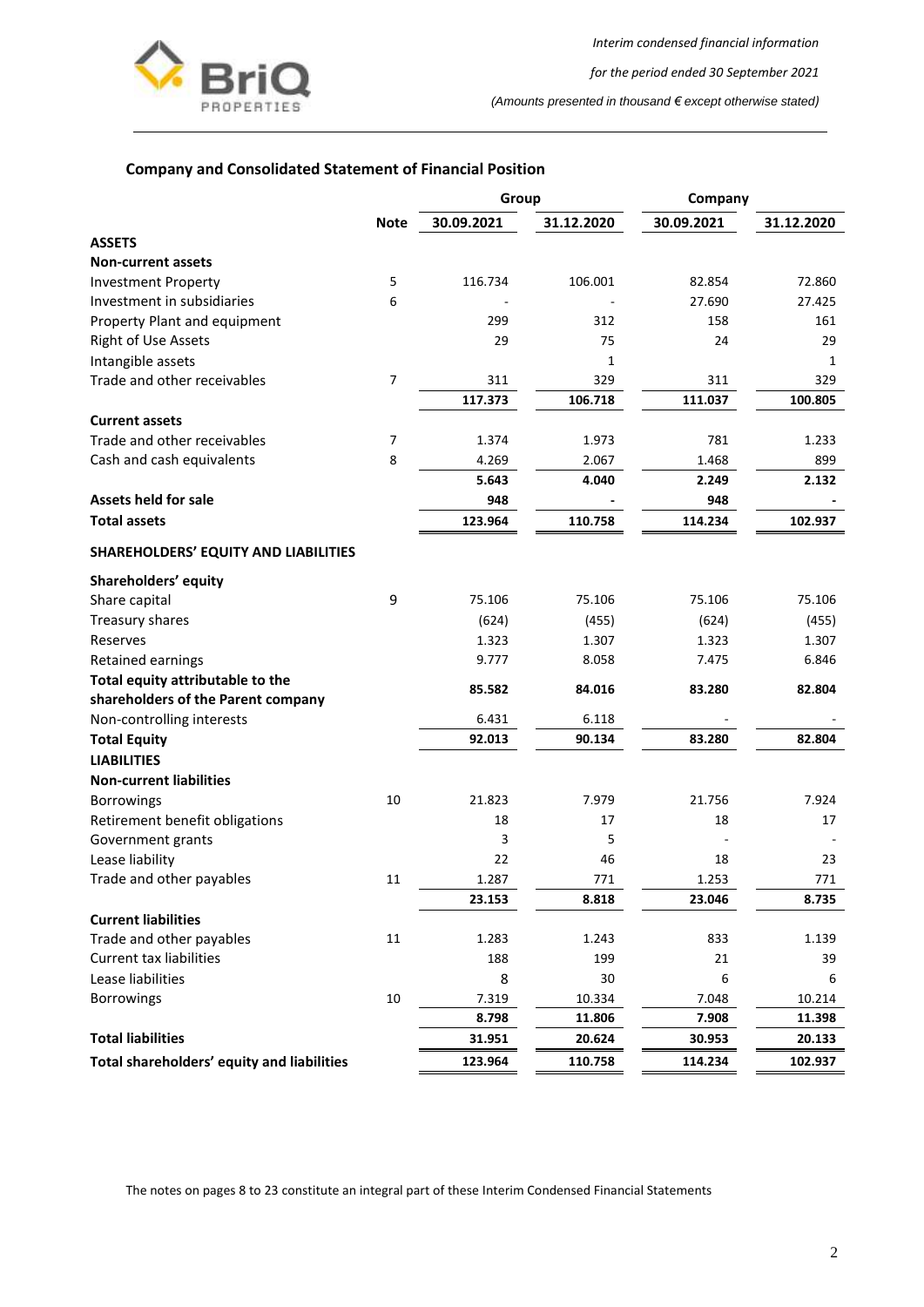## Company and Consolidated Statement of Financial Position

| | Note | Group | | Company | |
|---|---|---|---|---|---|
| | | 30.09.2021 | 31.12.2020 | 30.09.2021 | 31.12.2020 |
| **ASSETS** | | | | | |
| **Non-current assets** | | | | | |
| Investment Property | 5 | 116.734 | 106.001 | 82.854 | 72.860 |
| Investment in subsidiaries | 6 | - | - | 27.690 | 27.425 |
| Property Plant and equipment | | 299 | 312 | 158 | 161 |
| Right of Use Assets | | 29 | 75 | 24 | 29 |
| Intangible assets | | | 1 | | 1 |
| Trade and other receivables | 7 | 311 | 329 | 311 | 329 |
| | | **117.373** | **106.718** | **111.037** | **100.805** |
| **Current assets** | | | | | |
| Trade and other receivables | 7 | 1.374 | 1.973 | 781 | 1.233 |
| Cash and cash equivalents | 8 | 4.269 | 2.067 | 1.468 | 899 |
| | | **5.643** | **4.040** | **2.249** | **2.132** |
| **Assets held for sale** | | **948** | **-** | **948** | **-** |
| **Total assets** | | **123.964** | **110.758** | **114.234** | **102.937** |
| **SHAREHOLDERS' EQUITY AND LIABILITIES** | | | | | |
| **Shareholders' equity** | | | | | |
| Share capital | 9 | 75.106 | 75.106 | 75.106 | 75.106 |
| Treasury shares | | (624) | (455) | (624) | (455) |
| Reserves | | 1.323 | 1.307 | 1.323 | 1.307 |
| Retained earnings | | 9.777 | 8.058 | 7.475 | 6.846 |
| **Total equity attributable to the shareholders of the Parent company** | | **85.582** | **84.016** | **83.280** | **82.804** |
| Non-controlling interests | | 6.431 | 6.118 | - | - |
| **Total Equity** | | **92.013** | **90.134** | **83.280** | **82.804** |
| **LIABILITIES** | | | | | |
| **Non-current liabilities** | | | | | |
| Borrowings | 10 | 21.823 | 7.979 | 21.756 | 7.924 |
| Retirement benefit obligations | | 18 | 17 | 18 | 17 |
| Government grants | | 3 | 5 | - | - |
| Lease liability | | 22 | 46 | 18 | 23 |
| Trade and other payables | 11 | 1.287 | 771 | 1.253 | 771 |
| | | **23.153** | **8.818** | **23.046** | **8.735** |
| **Current liabilities** | | | | | |
| Trade and other payables | 11 | 1.283 | 1.243 | 833 | 1.139 |
| Current tax liabilities | | 188 | 199 | 21 | 39 |
| Lease liabilities | | 8 | 30 | 6 | 6 |
| Borrowings | 10 | 7.319 | 10.334 | 7.048 | 10.214 |
| | | **8.798** | **11.806** | **7.908** | **11.398** |
| **Total liabilities** | | **31.951** | **20.624** | **30.953** | **20.133** |
| **Total shareholders' equity and liabilities** | | **123.964** | **110.758** | **114.234** | **102.937** |

The notes on pages 8 to 23 constitute an integral part of these Interim Condensed Financial Statements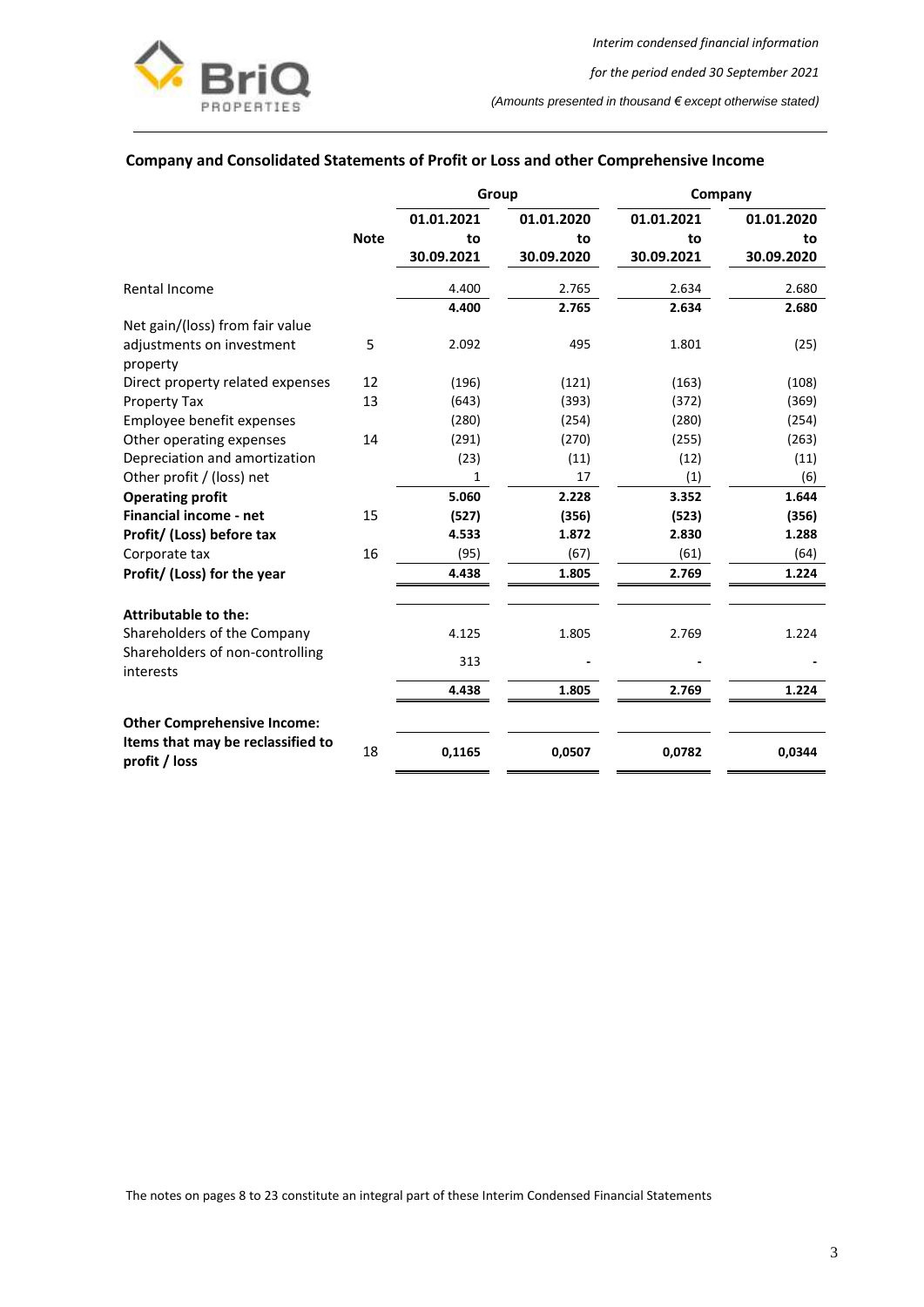## Company and Consolidated Statements of Profit or Loss and other Comprehensive Income

| | Note | Group | | Company | |
|---|---|---|---|---|---|
| | | 01.01.2021 to 30.09.2021 | 01.01.2020 to 30.09.2020 | 01.01.2021 to 30.09.2021 | 01.01.2020 to 30.09.2020 |
| Rental Income | | 4.400 | 2.765 | 2.634 | 2.680 |
| | | **4.400** | **2.765** | **2.634** | **2.680** |
| Net gain/(loss) from fair value adjustments on investment property | 5 | 2.092 | 495 | 1.801 | (25) |
| Direct property related expenses | 12 | (196) | (121) | (163) | (108) |
| Property Tax | 13 | (643) | (393) | (372) | (369) |
| Employee benefit expenses | | (280) | (254) | (280) | (254) |
| Other operating expenses | 14 | (291) | (270) | (255) | (263) |
| Depreciation and amortization | | (23) | (11) | (12) | (11) |
| Other profit / (loss) net | | 1 | 17 | (1) | (6) |
| **Operating profit** | | **5.060** | **2.228** | **3.352** | **1.644** |
| **Financial income - net** | 15 | **(527)** | **(356)** | **(523)** | **(356)** |
| **Profit/ (Loss) before tax** | | **4.533** | **1.872** | **2.830** | **1.288** |
| Corporate tax | 16 | (95) | (67) | (61) | (64) |
| **Profit/ (Loss) for the year** | | **4.438** | **1.805** | **2.769** | **1.224** |
| **Attributable to the:** | | | | | |
| Shareholders of the Company | | 4.125 | 1.805 | 2.769 | 1.224 |
| Shareholders of non-controlling interests | | 313 | - | - | - |
| | | **4.438** | **1.805** | **2.769** | **1.224** |
| **Other Comprehensive Income:** | | | | | |
| **Items that may be reclassified to profit / loss** | 18 | **0,1165** | **0,0507** | **0,0782** | **0,0344** |

The notes on pages 8 to 23 constitute an integral part of these Interim Condensed Financial Statements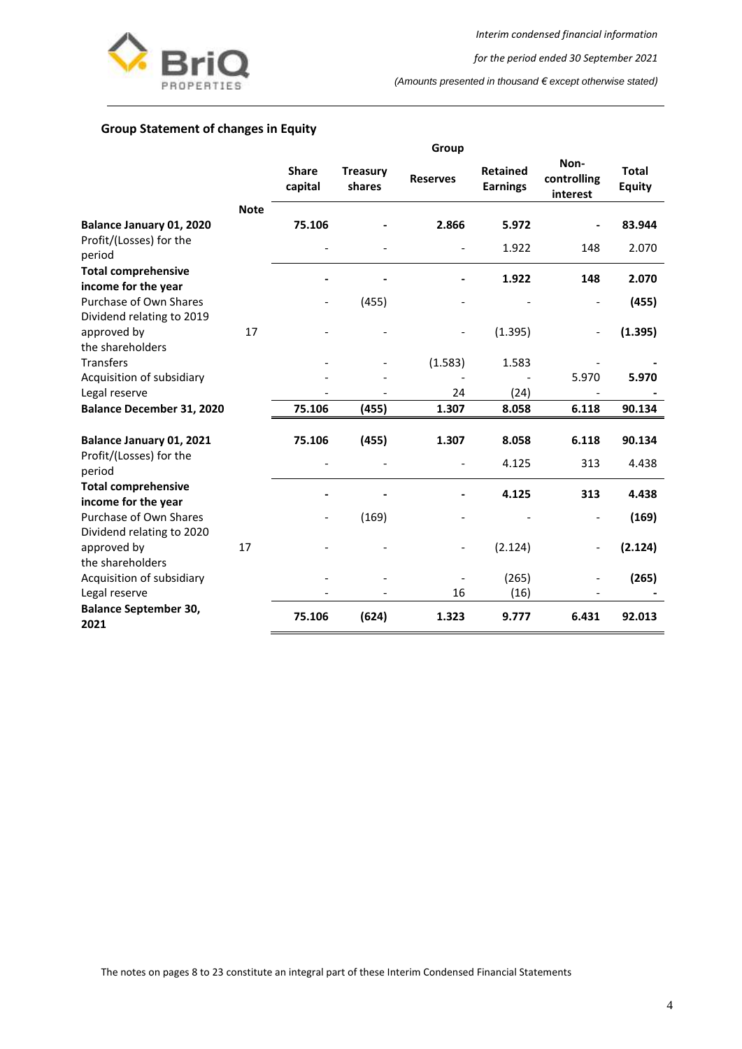## Group Statement of changes in Equity

| | Note | Share capital | Treasury shares | Reserves | Retained Earnings | Non-controlling interest | Total Equity |
|---|---|---|---|---|---|---|---|
| | | Group | | | | | |
| **Balance January 01, 2020** | | **75.106** | **-** | **2.866** | **5.972** | **-** | **83.944** |
| Profit/(Losses) for the period | | - | - | - | 1.922 | 148 | 2.070 |
| **Total comprehensive income for the year** | | **-** | **-** | **-** | **1.922** | **148** | **2.070** |
| Purchase of Own Shares | | - | (455) | - | - | - | **(455)** |
| Dividend relating to 2019 approved by the shareholders | 17 | - | - | - | (1.395) | - | **(1.395)** |
| Transfers | | - | - | (1.583) | 1.583 | - | **-** |
| Acquisition of subsidiary | | - | - | - | - | 5.970 | **5.970** |
| Legal reserve | | - | - | 24 | (24) | - | **-** |
| **Balance December 31, 2020** | | **75.106** | **(455)** | **1.307** | **8.058** | **6.118** | **90.134** |
| | | | | | | | |
| **Balance January 01, 2021** | | **75.106** | **(455)** | **1.307** | **8.058** | **6.118** | **90.134** |
| Profit/(Losses) for the period | | - | - | - | 4.125 | 313 | 4.438 |
| **Total comprehensive income for the year** | | **-** | **-** | **-** | **4.125** | **313** | **4.438** |
| Purchase of Own Shares | | - | (169) | - | - | - | **(169)** |
| Dividend relating to 2020 approved by the shareholders | 17 | - | - | - | (2.124) | - | **(2.124)** |
| Acquisition of subsidiary | | - | - | - | (265) | - | **(265)** |
| Legal reserve | | - | - | 16 | (16) | - | **-** |
| **Balance September 30, 2021** | | **75.106** | **(624)** | **1.323** | **9.777** | **6.431** | **92.013** |

The notes on pages 8 to 23 constitute an integral part of these Interim Condensed Financial Statements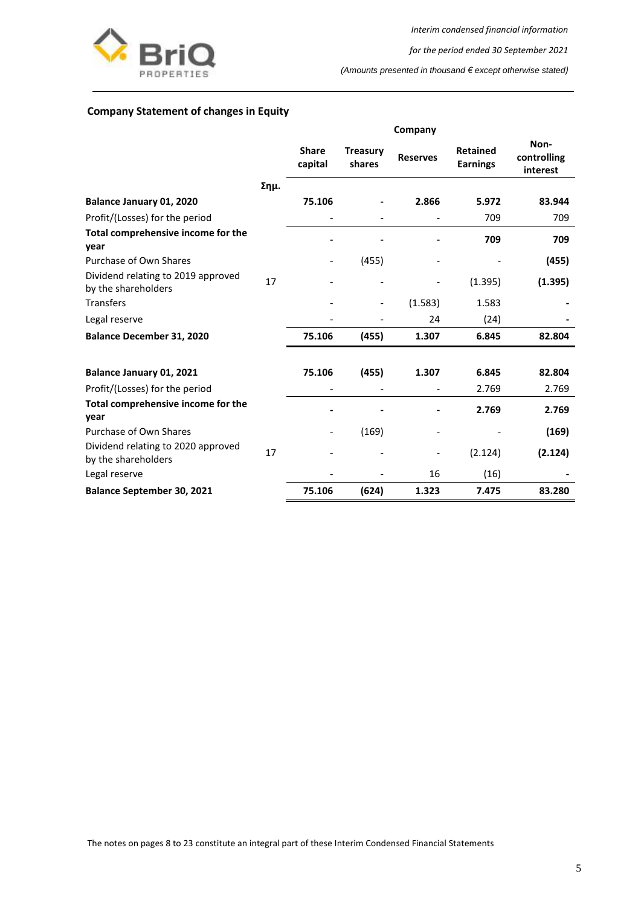## Company Statement of changes in Equity

| | | Company | | | | |
|---|---|---|---|---|---|---|
| | Σημ. | Share capital | Treasury shares | Reserves | Retained Earnings | Non-controlling interest |
| **Balance January 01, 2020** | | **75.106** | **-** | **2.866** | **5.972** | **83.944** |
| Profit/(Losses) for the period | | - | - | - | 709 | 709 |
| **Total comprehensive income for the year** | | **-** | **-** | **-** | **709** | **709** |
| Purchase of Own Shares | | - | (455) | - | - | **(455)** |
| Dividend relating to 2019 approved by the shareholders | 17 | - | - | - | (1.395) | **(1.395)** |
| Transfers | | - | - | (1.583) | 1.583 | **-** |
| Legal reserve | | - | - | 24 | (24) | **-** |
| **Balance December 31, 2020** | | **75.106** | **(455)** | **1.307** | **6.845** | **82.804** |
| | | | | | | |
| **Balance January 01, 2021** | | **75.106** | **(455)** | **1.307** | **6.845** | **82.804** |
| Profit/(Losses) for the period | | - | - | - | 2.769 | 2.769 |
| **Total comprehensive income for the year** | | **-** | **-** | **-** | **2.769** | **2.769** |
| Purchase of Own Shares | | - | (169) | - | - | **(169)** |
| Dividend relating to 2020 approved by the shareholders | 17 | - | - | - | (2.124) | **(2.124)** |
| Legal reserve | | - | - | 16 | (16) | **-** |
| **Balance September 30, 2021** | | **75.106** | **(624)** | **1.323** | **7.475** | **83.280** |

The notes on pages 8 to 23 constitute an integral part of these Interim Condensed Financial Statements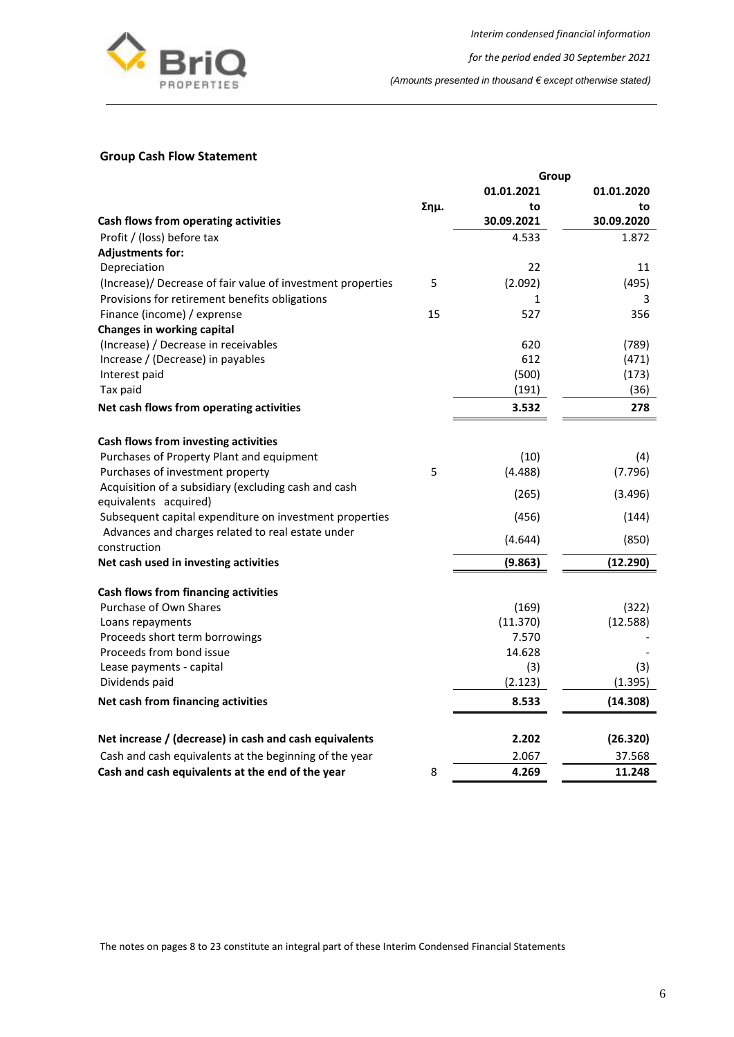## Group Cash Flow Statement

| | | Group | |
|---|---|---|---|
| | Σημ. | 01.01.2021 to 30.09.2021 | 01.01.2020 to 30.09.2020 |
| **Cash flows from operating activities** | | | |
| Profit / (loss) before tax | | 4.533 | 1.872 |
| **Adjustments for:** | | | |
| Depreciation | | 22 | 11 |
| (Increase)/ Decrease of fair value of investment properties | 5 | (2.092) | (495) |
| Provisions for retirement benefits obligations | | 1 | 3 |
| Finance (income) / exprense | 15 | 527 | 356 |
| **Changes in working capital** | | | |
| (Increase) / Decrease in receivables | | 620 | (789) |
| Increase / (Decrease) in payables | | 612 | (471) |
| Interest paid | | (500) | (173) |
| Tax paid | | (191) | (36) |
| **Net cash flows from operating activities** | | **3.532** | **278** |
| | | | |
| **Cash flows from investing activities** | | | |
| Purchases of Property Plant and equipment | | (10) | (4) |
| Purchases of investment property | 5 | (4.488) | (7.796) |
| Acquisition of a subsidiary (excluding cash and cash equivalents acquired) | | (265) | (3.496) |
| Subsequent capital expenditure on investment properties | | (456) | (144) |
| Advances and charges related to real estate under construction | | (4.644) | (850) |
| **Net cash used in investing activities** | | **(9.863)** | **(12.290)** |
| | | | |
| **Cash flows from financing activities** | | | |
| Purchase of Own Shares | | (169) | (322) |
| Loans repayments | | (11.370) | (12.588) |
| Proceeds short term borrowings | | 7.570 | - |
| Proceeds from bond issue | | 14.628 | - |
| Lease payments - capital | | (3) | (3) |
| Dividends paid | | (2.123) | (1.395) |
| **Net cash from financing activities** | | **8.533** | **(14.308)** |
| | | | |
| **Net increase / (decrease) in cash and cash equivalents** | | **2.202** | **(26.320)** |
| Cash and cash equivalents at the beginning of the year | | 2.067 | 37.568 |
| **Cash and cash equivalents at the end of the year** | 8 | **4.269** | **11.248** |

The notes on pages 8 to 23 constitute an integral part of these Interim Condensed Financial Statements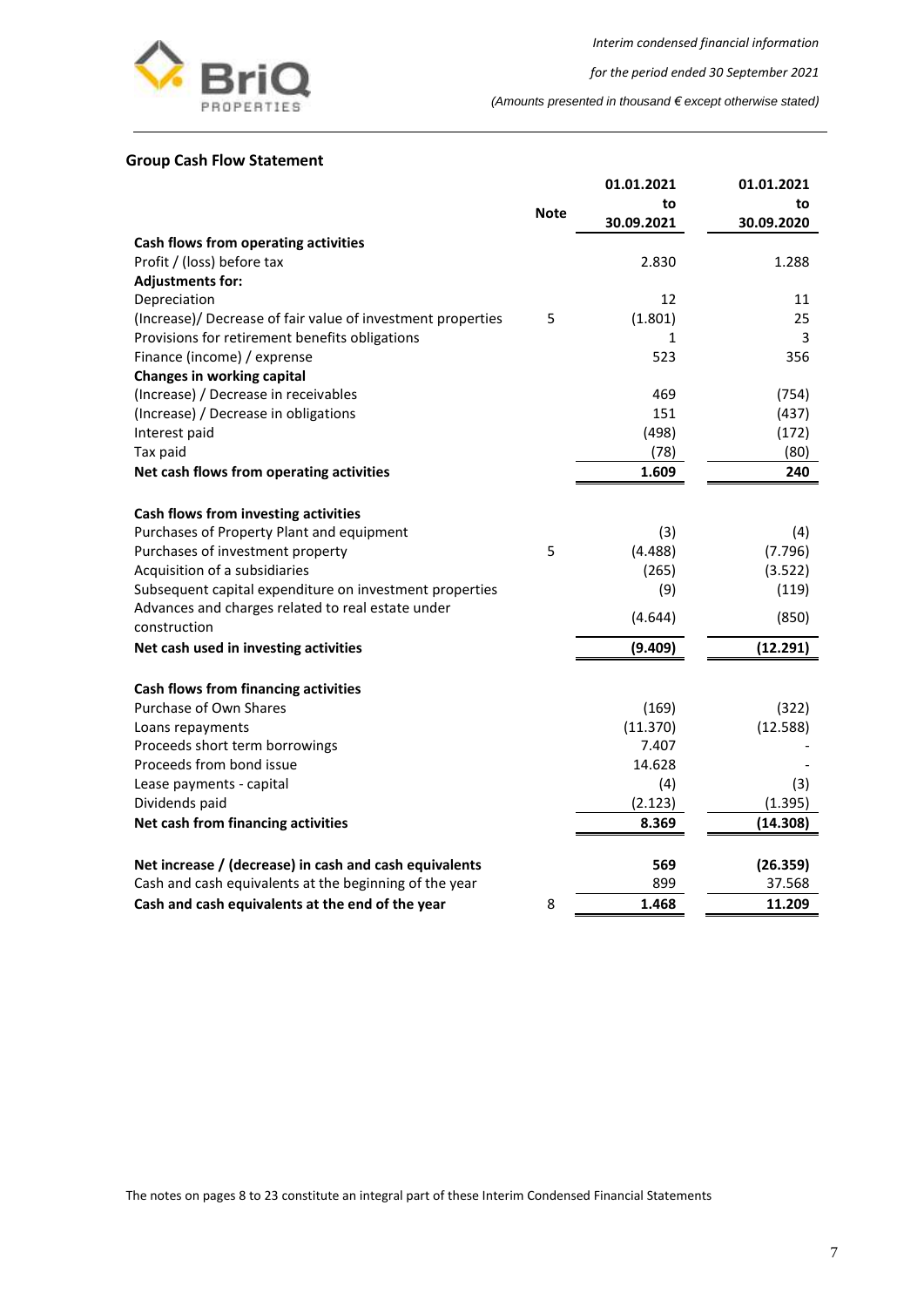## Group Cash Flow Statement

| | Note | 01.01.2021 to 30.09.2021 | 01.01.2021 to 30.09.2020 |
|---|---|---|---|
| **Cash flows from operating activities** | | | |
| Profit / (loss) before tax | | 2.830 | 1.288 |
| **Adjustments for:** | | | |
| Depreciation | | 12 | 11 |
| (Increase)/ Decrease of fair value of investment properties | 5 | (1.801) | 25 |
| Provisions for retirement benefits obligations | | 1 | 3 |
| Finance (income) / exprense | | 523 | 356 |
| **Changes in working capital** | | | |
| (Increase) / Decrease in receivables | | 469 | (754) |
| (Increase) / Decrease in obligations | | 151 | (437) |
| Interest paid | | (498) | (172) |
| Tax paid | | (78) | (80) |
| **Net cash flows from operating activities** | | **1.609** | **240** |
| **Cash flows from investing activities** | | | |
| Purchases of Property Plant and equipment | | (3) | (4) |
| Purchases of investment property | 5 | (4.488) | (7.796) |
| Acquisition of a subsidiaries | | (265) | (3.522) |
| Subsequent capital expenditure on investment properties | | (9) | (119) |
| Advances and charges related to real estate under construction | | (4.644) | (850) |
| **Net cash used in investing activities** | | **(9.409)** | **(12.291)** |
| **Cash flows from financing activities** | | | |
| Purchase of Own Shares | | (169) | (322) |
| Loans repayments | | (11.370) | (12.588) |
| Proceeds short term borrowings | | 7.407 | - |
| Proceeds from bond issue | | 14.628 | - |
| Lease payments - capital | | (4) | (3) |
| Dividends paid | | (2.123) | (1.395) |
| **Net cash from financing activities** | | **8.369** | **(14.308)** |
| **Net increase / (decrease) in cash and cash equivalents** | | **569** | **(26.359)** |
| Cash and cash equivalents at the beginning of the year | | 899 | 37.568 |
| **Cash and cash equivalents at the end of the year** | 8 | **1.468** | **11.209** |

The notes on pages 8 to 23 constitute an integral part of these Interim Condensed Financial Statements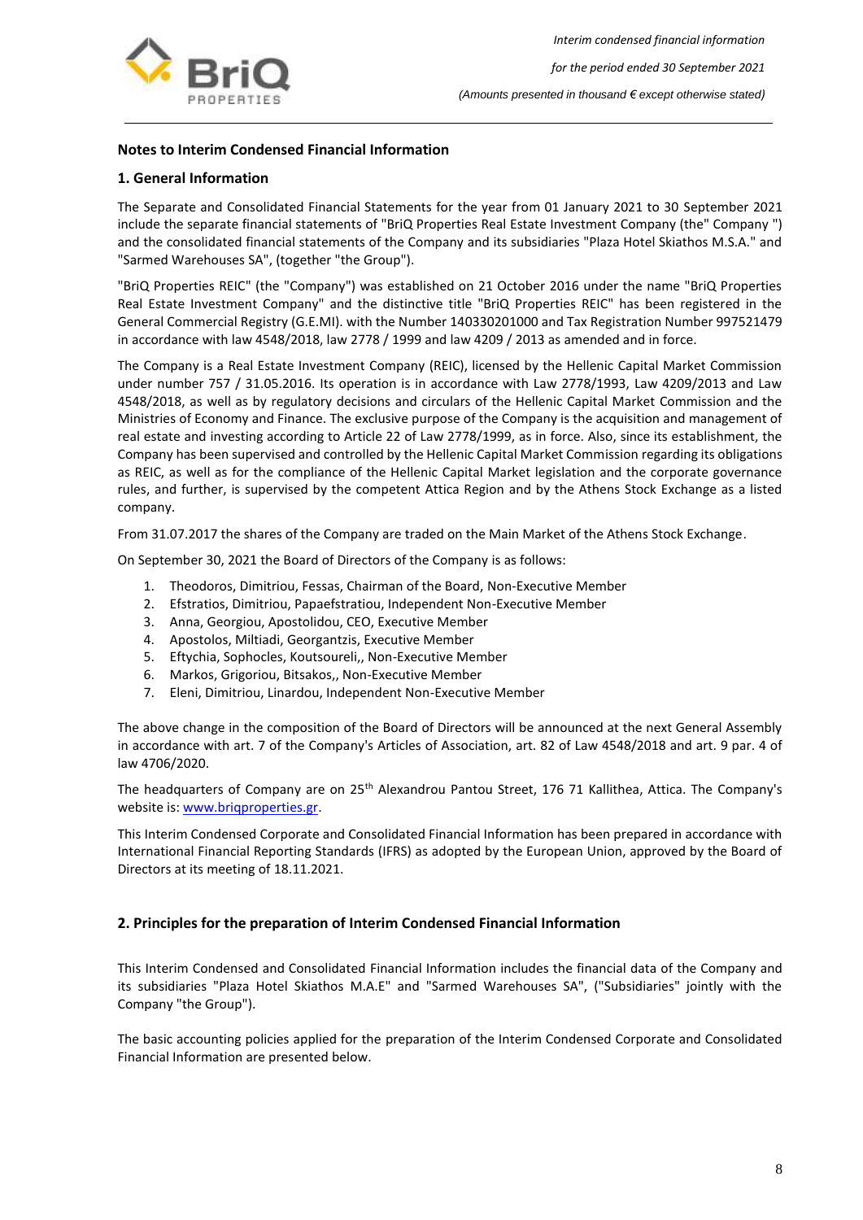## Notes to Interim Condensed Financial Information

### 1. General Information

The Separate and Consolidated Financial Statements for the year from 01 January 2021 to 30 September 2021 include the separate financial statements of "BriQ Properties Real Estate Investment Company (the" Company ") and the consolidated financial statements of the Company and its subsidiaries "Plaza Hotel Skiathos M.S.A." and "Sarmed Warehouses SA", (together "the Group").

"BriQ Properties REIC" (the "Company") was established on 21 October 2016 under the name "BriQ Properties Real Estate Investment Company" and the distinctive title "BriQ Properties REIC" has been registered in the General Commercial Registry (G.E.MI). with the Number 140330201000 and Tax Registration Number 997521479 in accordance with law 4548/2018, law 2778 / 1999 and law 4209 / 2013 as amended and in force.

The Company is a Real Estate Investment Company (REIC), licensed by the Hellenic Capital Market Commission under number 757 / 31.05.2016. Its operation is in accordance with Law 2778/1993, Law 4209/2013 and Law 4548/2018, as well as by regulatory decisions and circulars of the Hellenic Capital Market Commission and the Ministries of Economy and Finance. The exclusive purpose of the Company is the acquisition and management of real estate and investing according to Article 22 of Law 2778/1999, as in force. Also, since its establishment, the Company has been supervised and controlled by the Hellenic Capital Market Commission regarding its obligations as REIC, as well as for the compliance of the Hellenic Capital Market legislation and the corporate governance rules, and further, is supervised by the competent Attica Region and by the Athens Stock Exchange as a listed company.

From 31.07.2017 the shares of the Company are traded on the Main Market of the Athens Stock Exchange.

On September 30, 2021 the Board of Directors of the Company is as follows:

1. Theodoros, Dimitriou, Fessas, Chairman of the Board, Non-Executive Member
2. Efstratios, Dimitriou, Papaefstratiou, Independent Non-Executive Member
3. Anna, Georgiou, Apostolidou, CEO, Executive Member
4. Apostolos, Miltiadi, Georgantzis, Executive Member
5. Eftychia, Sophocles, Koutsoureli,, Non-Executive Member
6. Markos, Grigoriou, Bitsakos,, Non-Executive Member
7. Eleni, Dimitriou, Linardou, Independent Non-Executive Member

The above change in the composition of the Board of Directors will be announced at the next General Assembly in accordance with art. 7 of the Company's Articles of Association, art. 82 of Law 4548/2018 and art. 9 par. 4 of law 4706/2020.

The headquarters of Company are on 25th Alexandrou Pantou Street, 176 71 Kallithea, Attica. The Company's website is: www.briqproperties.gr.

This Interim Condensed Corporate and Consolidated Financial Information has been prepared in accordance with International Financial Reporting Standards (IFRS) as adopted by the European Union, approved by the Board of Directors at its meeting of 18.11.2021.

### 2. Principles for the preparation of Interim Condensed Financial Information

This Interim Condensed and Consolidated Financial Information includes the financial data of the Company and its subsidiaries "Plaza Hotel Skiathos M.A.E" and "Sarmed Warehouses SA", ("Subsidiaries" jointly with the Company "the Group").

The basic accounting policies applied for the preparation of the Interim Condensed Corporate and Consolidated Financial Information are presented below.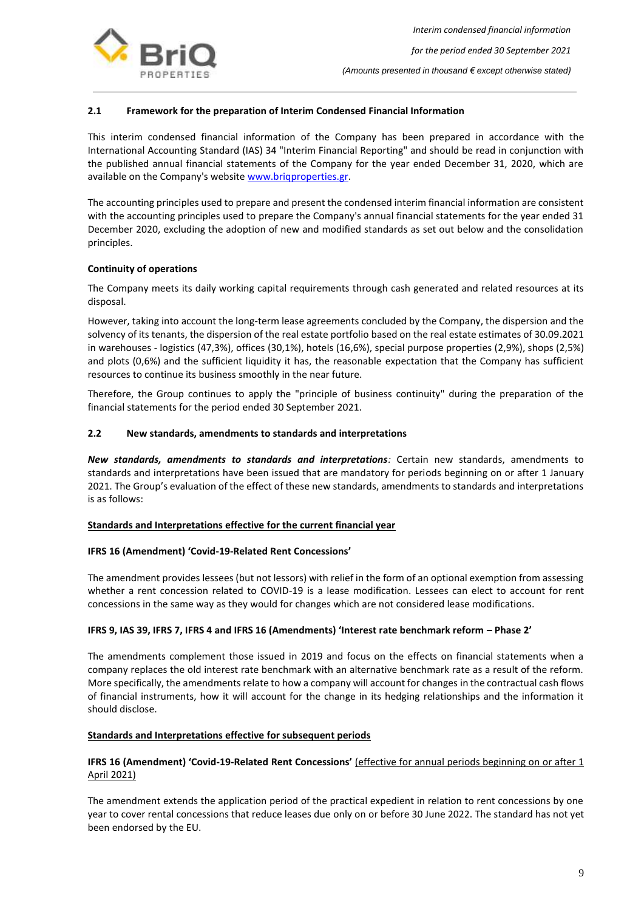### 2.1 Framework for the preparation of Interim Condensed Financial Information

This interim condensed financial information of the Company has been prepared in accordance with the International Accounting Standard (IAS) 34 "Interim Financial Reporting" and should be read in conjunction with the published annual financial statements of the Company for the year ended December 31, 2020, which are available on the Company's website www.briqproperties.gr.

The accounting principles used to prepare and present the condensed interim financial information are consistent with the accounting principles used to prepare the Company's annual financial statements for the year ended 31 December 2020, excluding the adoption of new and modified standards as set out below and the consolidation principles.

**Continuity of operations**

The Company meets its daily working capital requirements through cash generated and related resources at its disposal.

However, taking into account the long-term lease agreements concluded by the Company, the dispersion and the solvency of its tenants, the dispersion of the real estate portfolio based on the real estate estimates of 30.09.2021 in warehouses - logistics (47,3%), offices (30,1%), hotels (16,6%), special purpose properties (2,9%), shops (2,5%) and plots (0,6%) and the sufficient liquidity it has, the reasonable expectation that the Company has sufficient resources to continue its business smoothly in the near future.

Therefore, the Group continues to apply the "principle of business continuity" during the preparation of the financial statements for the period ended 30 September 2021.

### 2.2 New standards, amendments to standards and interpretations

***New standards, amendments to standards and interpretations****:* Certain new standards, amendments to standards and interpretations have been issued that are mandatory for periods beginning on or after 1 January 2021. The Group's evaluation of the effect of these new standards, amendments to standards and interpretations is as follows:

**Standards and Interpretations effective for the current financial year**

**IFRS 16 (Amendment) 'Covid-19-Related Rent Concessions'**

The amendment provides lessees (but not lessors) with relief in the form of an optional exemption from assessing whether a rent concession related to COVID-19 is a lease modification. Lessees can elect to account for rent concessions in the same way as they would for changes which are not considered lease modifications.

**IFRS 9, IAS 39, IFRS 7, IFRS 4 and IFRS 16 (Amendments) 'Interest rate benchmark reform – Phase 2'**

The amendments complement those issued in 2019 and focus on the effects on financial statements when a company replaces the old interest rate benchmark with an alternative benchmark rate as a result of the reform. More specifically, the amendments relate to how a company will account for changes in the contractual cash flows of financial instruments, how it will account for the change in its hedging relationships and the information it should disclose.

**Standards and Interpretations effective for subsequent periods**

**IFRS 16 (Amendment) 'Covid-19-Related Rent Concessions'** (effective for annual periods beginning on or after 1 April 2021)

The amendment extends the application period of the practical expedient in relation to rent concessions by one year to cover rental concessions that reduce leases due only on or before 30 June 2022. The standard has not yet been endorsed by the EU.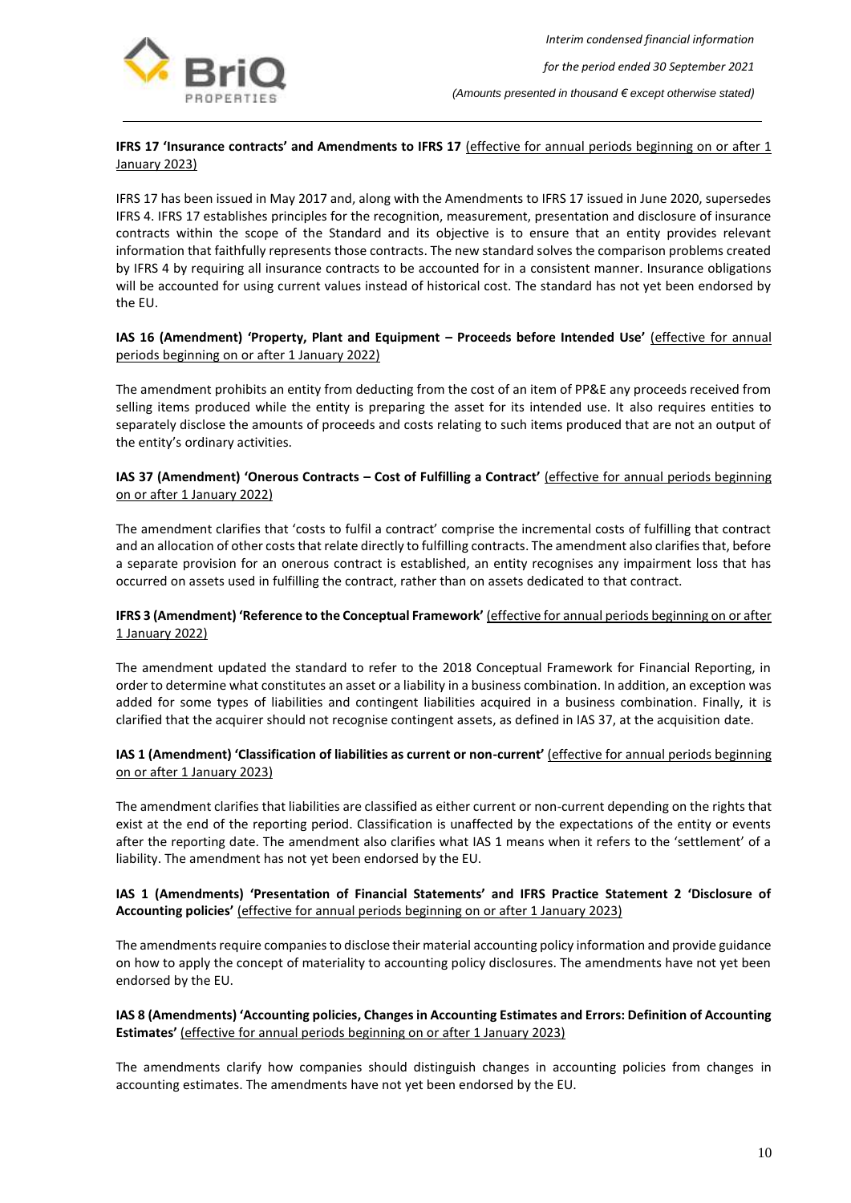**IFRS 17 'Insurance contracts' and Amendments to IFRS 17** (effective for annual periods beginning on or after 1 January 2023)

IFRS 17 has been issued in May 2017 and, along with the Amendments to IFRS 17 issued in June 2020, supersedes IFRS 4. IFRS 17 establishes principles for the recognition, measurement, presentation and disclosure of insurance contracts within the scope of the Standard and its objective is to ensure that an entity provides relevant information that faithfully represents those contracts. The new standard solves the comparison problems created by IFRS 4 by requiring all insurance contracts to be accounted for in a consistent manner. Insurance obligations will be accounted for using current values instead of historical cost. The standard has not yet been endorsed by the EU.

**IAS 16 (Amendment) 'Property, Plant and Equipment – Proceeds before Intended Use'** (effective for annual periods beginning on or after 1 January 2022)

The amendment prohibits an entity from deducting from the cost of an item of PP&E any proceeds received from selling items produced while the entity is preparing the asset for its intended use. It also requires entities to separately disclose the amounts of proceeds and costs relating to such items produced that are not an output of the entity's ordinary activities.

**IAS 37 (Amendment) 'Onerous Contracts – Cost of Fulfilling a Contract'** (effective for annual periods beginning on or after 1 January 2022)

The amendment clarifies that 'costs to fulfil a contract' comprise the incremental costs of fulfilling that contract and an allocation of other costs that relate directly to fulfilling contracts. The amendment also clarifies that, before a separate provision for an onerous contract is established, an entity recognises any impairment loss that has occurred on assets used in fulfilling the contract, rather than on assets dedicated to that contract.

**IFRS 3 (Amendment) 'Reference to the Conceptual Framework'** (effective for annual periods beginning on or after 1 January 2022)

The amendment updated the standard to refer to the 2018 Conceptual Framework for Financial Reporting, in order to determine what constitutes an asset or a liability in a business combination. In addition, an exception was added for some types of liabilities and contingent liabilities acquired in a business combination. Finally, it is clarified that the acquirer should not recognise contingent assets, as defined in IAS 37, at the acquisition date.

**IAS 1 (Amendment) 'Classification of liabilities as current or non-current'** (effective for annual periods beginning on or after 1 January 2023)

The amendment clarifies that liabilities are classified as either current or non-current depending on the rights that exist at the end of the reporting period. Classification is unaffected by the expectations of the entity or events after the reporting date. The amendment also clarifies what IAS 1 means when it refers to the 'settlement' of a liability. The amendment has not yet been endorsed by the EU.

**IAS 1 (Amendments) 'Presentation of Financial Statements' and IFRS Practice Statement 2 'Disclosure of Accounting policies'** (effective for annual periods beginning on or after 1 January 2023)

The amendments require companies to disclose their material accounting policy information and provide guidance on how to apply the concept of materiality to accounting policy disclosures. The amendments have not yet been endorsed by the EU.

**IAS 8 (Amendments) 'Accounting policies, Changes in Accounting Estimates and Errors: Definition of Accounting Estimates'** (effective for annual periods beginning on or after 1 January 2023)

The amendments clarify how companies should distinguish changes in accounting policies from changes in accounting estimates. The amendments have not yet been endorsed by the EU.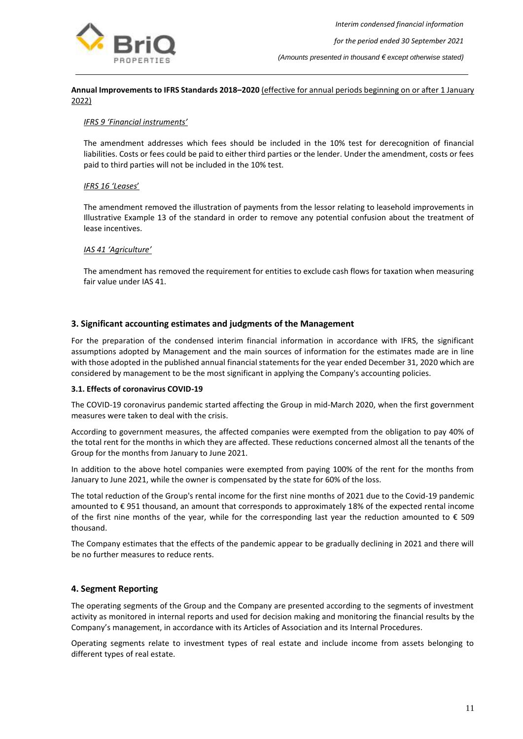**Annual Improvements to IFRS Standards 2018–2020** <u>(effective for annual periods beginning on or after 1 January 2022)</u>

*IFRS 9 'Financial instruments'*

The amendment addresses which fees should be included in the 10% test for derecognition of financial liabilities. Costs or fees could be paid to either third parties or the lender. Under the amendment, costs or fees paid to third parties will not be included in the 10% test.

*IFRS 16 'Leases'*

The amendment removed the illustration of payments from the lessor relating to leasehold improvements in Illustrative Example 13 of the standard in order to remove any potential confusion about the treatment of lease incentives.

*IAS 41 'Agriculture'*

The amendment has removed the requirement for entities to exclude cash flows for taxation when measuring fair value under IAS 41.

## 3. Significant accounting estimates and judgments of the Management

For the preparation of the condensed interim financial information in accordance with IFRS, the significant assumptions adopted by Management and the main sources of information for the estimates made are in line with those adopted in the published annual financial statements for the year ended December 31, 2020 which are considered by management to be the most significant in applying the Company's accounting policies.

### 3.1. Effects of coronavirus COVID-19

The COVID-19 coronavirus pandemic started affecting the Group in mid-March 2020, when the first government measures were taken to deal with the crisis.

According to government measures, the affected companies were exempted from the obligation to pay 40% of the total rent for the months in which they are affected. These reductions concerned almost all the tenants of the Group for the months from January to June 2021.

In addition to the above hotel companies were exempted from paying 100% of the rent for the months from January to June 2021, while the owner is compensated by the state for 60% of the loss.

The total reduction of the Group's rental income for the first nine months of 2021 due to the Covid-19 pandemic amounted to € 951 thousand, an amount that corresponds to approximately 18% of the expected rental income of the first nine months of the year, while for the corresponding last year the reduction amounted to € 509 thousand.

The Company estimates that the effects of the pandemic appear to be gradually declining in 2021 and there will be no further measures to reduce rents.

## 4. Segment Reporting

The operating segments of the Group and the Company are presented according to the segments of investment activity as monitored in internal reports and used for decision making and monitoring the financial results by the Company's management, in accordance with its Articles of Association and its Internal Procedures.

Operating segments relate to investment types of real estate and include income from assets belonging to different types of real estate.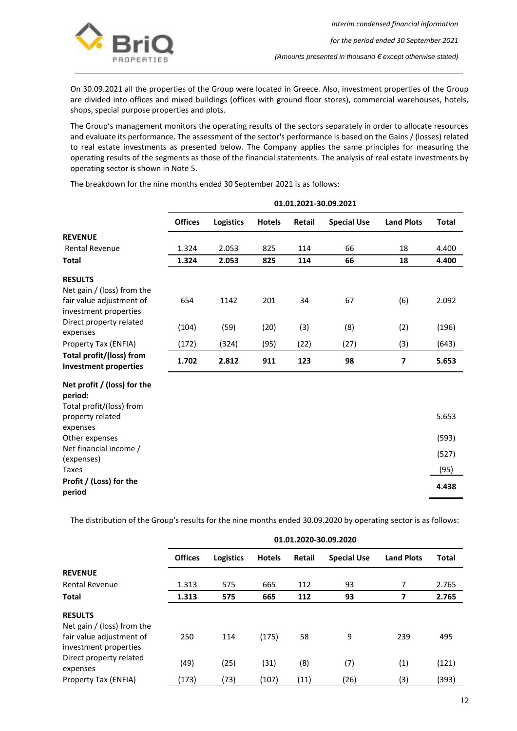On 30.09.2021 all the properties of the Group were located in Greece. Also, investment properties of the Group are divided into offices and mixed buildings (offices with ground floor stores), commercial warehouses, hotels, shops, special purpose properties and plots.

The Group's management monitors the operating results of the sectors separately in order to allocate resources and evaluate its performance. The assessment of the sector's performance is based on the Gains / (losses) related to real estate investments as presented below. The Company applies the same principles for measuring the operating results of the segments as those of the financial statements. The analysis of real estate investments by operating sector is shown in Note 5.

The breakdown for the nine months ended 30 September 2021 is as follows:

| | 01.01.2021-30.09.2021 | | | | | | |
|---|---|---|---|---|---|---|---|
| | **Offices** | **Logistics** | **Hotels** | **Retail** | **Special Use** | **Land Plots** | **Total** |
| **REVENUE** | | | | | | | |
| Rental Revenue | 1.324 | 2.053 | 825 | 114 | 66 | 18 | 4.400 |
| **Total** | **1.324** | **2.053** | **825** | **114** | **66** | **18** | **4.400** |
| **RESULTS** | | | | | | | |
| Net gain / (loss) from the fair value adjustment of investment properties | 654 | 1142 | 201 | 34 | 67 | (6) | 2.092 |
| Direct property related expenses | (104) | (59) | (20) | (3) | (8) | (2) | (196) |
| Property Tax (ENFIA) | (172) | (324) | (95) | (22) | (27) | (3) | (643) |
| **Total profit/(loss) from Investment properties** | **1.702** | **2.812** | **911** | **123** | **98** | **7** | **5.653** |
| **Net profit / (loss) for the period:** | | | | | | | |
| Total profit/(loss) from property related expenses | | | | | | | 5.653 |
| Other expenses | | | | | | | (593) |
| Net financial income / (expenses) | | | | | | | (527) |
| Taxes | | | | | | | (95) |
| **Profit / (Loss) for the period** | | | | | | | **4.438** |

The distribution of the Group's results for the nine months ended 30.09.2020 by operating sector is as follows:

| | 01.01.2020-30.09.2020 | | | | | | |
|---|---|---|---|---|---|---|---|
| | **Offices** | **Logistics** | **Hotels** | **Retail** | **Special Use** | **Land Plots** | **Total** |
| **REVENUE** | | | | | | | |
| Rental Revenue | 1.313 | 575 | 665 | 112 | 93 | 7 | 2.765 |
| **Total** | **1.313** | **575** | **665** | **112** | **93** | **7** | **2.765** |
| **RESULTS** | | | | | | | |
| Net gain / (loss) from the fair value adjustment of investment properties | 250 | 114 | (175) | 58 | 9 | 239 | 495 |
| Direct property related expenses | (49) | (25) | (31) | (8) | (7) | (1) | (121) |
| Property Tax (ENFIA) | (173) | (73) | (107) | (11) | (26) | (3) | (393) |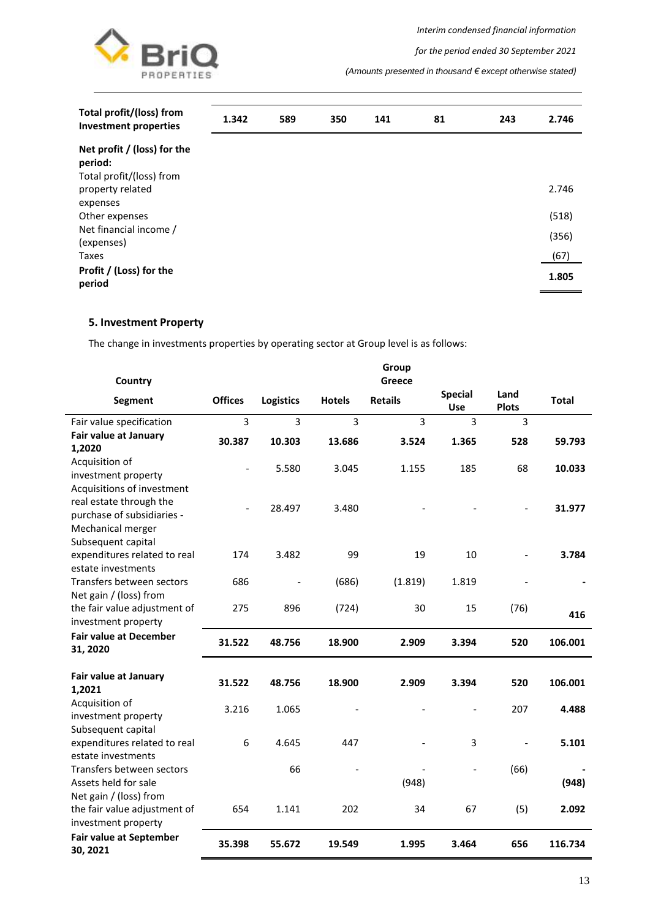| Total profit/(loss) from Investment properties | 1.342 | 589 | 350 | 141 | 81 | 243 | 2.746 |
|---|---|---|---|---|---|---|---|
| **Net profit / (loss) for the period:** | | | | | | | |
| Total profit/(loss) from property related expenses | | | | | | | 2.746 |
| Other expenses | | | | | | | (518) |
| Net financial income / (expenses) | | | | | | | (356) |
| Taxes | | | | | | | (67) |
| **Profit / (Loss) for the period** | | | | | | | **1.805** |

## 5. Investment Property

The change in investments properties by operating sector at Group level is as follows:

| Country | | | | Group Greece | | | |
|---|---|---|---|---|---|---|---|
| **Segment** | **Offices** | **Logistics** | **Hotels** | **Retails** | **Special Use** | **Land Plots** | **Total** |
| Fair value specification | 3 | 3 | 3 | 3 | 3 | 3 | |
| **Fair value at January 1,2020** | **30.387** | **10.303** | **13.686** | **3.524** | **1.365** | **528** | **59.793** |
| Acquisition of investment property | - | 5.580 | 3.045 | 1.155 | 185 | 68 | **10.033** |
| Acquisitions of investment real estate through the purchase of subsidiaries - Mechanical merger | - | 28.497 | 3.480 | - | - | - | **31.977** |
| Subsequent capital expenditures related to real estate investments | 174 | 3.482 | 99 | 19 | 10 | - | **3.784** |
| Transfers between sectors | 686 | - | (686) | (1.819) | 1.819 | - | **-** |
| Net gain / (loss) from the fair value adjustment of investment property | 275 | 896 | (724) | 30 | 15 | (76) | **416** |
| **Fair value at December 31, 2020** | **31.522** | **48.756** | **18.900** | **2.909** | **3.394** | **520** | **106.001** |
| **Fair value at January 1,2021** | **31.522** | **48.756** | **18.900** | **2.909** | **3.394** | **520** | **106.001** |
| Acquisition of investment property | 3.216 | 1.065 | - | - | - | 207 | **4.488** |
| Subsequent capital expenditures related to real estate investments | 6 | 4.645 | 447 | - | 3 | - | **5.101** |
| Transfers between sectors | | 66 | - | - | - | (66) | **-** |
| Assets held for sale | | | | (948) | | | **(948)** |
| Net gain / (loss) from the fair value adjustment of investment property | 654 | 1.141 | 202 | 34 | 67 | (5) | **2.092** |
| **Fair value at September 30, 2021** | **35.398** | **55.672** | **19.549** | **1.995** | **3.464** | **656** | **116.734** |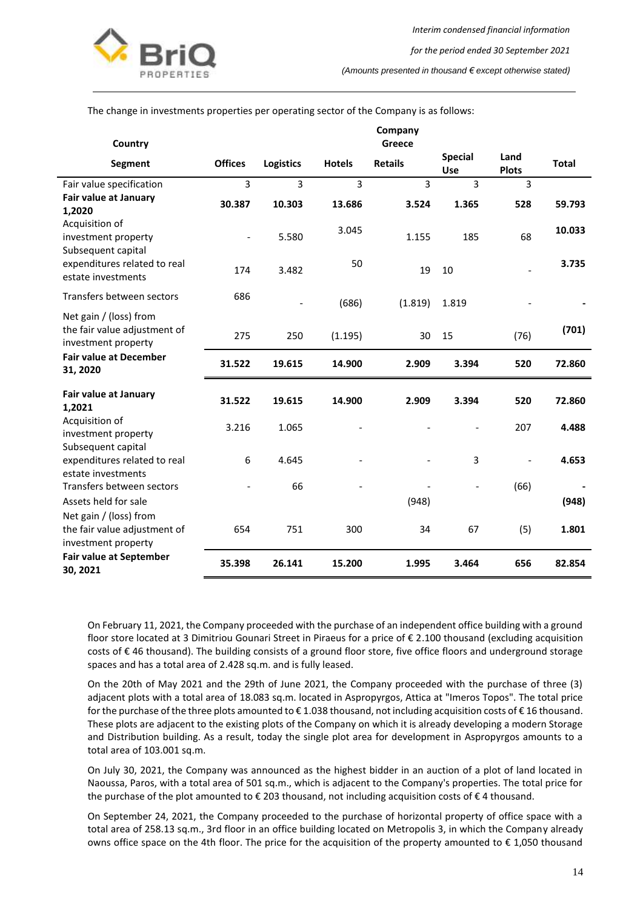The change in investments properties per operating sector of the Company is as follows:

| Country | Company | | | | | | |
|---|---|---|---|---|---|---|---|
| | Greece | | | | | | |
| **Segment** | **Offices** | **Logistics** | **Hotels** | **Retails** | **Special Use** | **Land Plots** | **Total** |
| Fair value specification | 3 | 3 | 3 | 3 | 3 | 3 | |
| **Fair value at January 1,2020** | **30.387** | **10.303** | **13.686** | **3.524** | **1.365** | **528** | **59.793** |
| Acquisition of investment property | - | 5.580 | 3.045 | 1.155 | 185 | 68 | **10.033** |
| Subsequent capital expenditures related to real estate investments | 174 | 3.482 | 50 | 19 | 10 | - | **3.735** |
| Transfers between sectors | 686 | - | (686) | (1.819) | 1.819 | - | **-** |
| Net gain / (loss) from the fair value adjustment of investment property | 275 | 250 | (1.195) | 30 | 15 | (76) | **(701)** |
| **Fair value at December 31, 2020** | **31.522** | **19.615** | **14.900** | **2.909** | **3.394** | **520** | **72.860** |
| **Fair value at January 1,2021** | **31.522** | **19.615** | **14.900** | **2.909** | **3.394** | **520** | **72.860** |
| Acquisition of investment property | 3.216 | 1.065 | - | - | - | 207 | **4.488** |
| Subsequent capital expenditures related to real estate investments | 6 | 4.645 | - | - | 3 | - | **4.653** |
| Transfers between sectors | - | 66 | - | - | - | (66) | **-** |
| Assets held for sale | | | | (948) | | | **(948)** |
| Net gain / (loss) from the fair value adjustment of investment property | 654 | 751 | 300 | 34 | 67 | (5) | **1.801** |
| **Fair value at September 30, 2021** | **35.398** | **26.141** | **15.200** | **1.995** | **3.464** | **656** | **82.854** |

On February 11, 2021, the Company proceeded with the purchase of an independent office building with a ground floor store located at 3 Dimitriou Gounari Street in Piraeus for a price of € 2.100 thousand (excluding acquisition costs of € 46 thousand). The building consists of a ground floor store, five office floors and underground storage spaces and has a total area of 2.428 sq.m. and is fully leased.

On the 20th of May 2021 and the 29th of June 2021, the Company proceeded with the purchase of three (3) adjacent plots with a total area of 18.083 sq.m. located in Aspropyrgos, Attica at "Imeros Topos". The total price for the purchase of the three plots amounted to € 1.038 thousand, not including acquisition costs of € 16 thousand. These plots are adjacent to the existing plots of the Company on which it is already developing a modern Storage and Distribution building. As a result, today the single plot area for development in Aspropyrgos amounts to a total area of 103.001 sq.m.

On July 30, 2021, the Company was announced as the highest bidder in an auction of a plot of land located in Naoussa, Paros, with a total area of 501 sq.m., which is adjacent to the Company's properties. The total price for the purchase of the plot amounted to € 203 thousand, not including acquisition costs of € 4 thousand.

On September 24, 2021, the Company proceeded to the purchase of horizontal property of office space with a total area of 258.13 sq.m., 3rd floor in an office building located on Metropolis 3, in which the Company already owns office space on the 4th floor. The price for the acquisition of the property amounted to € 1,050 thousand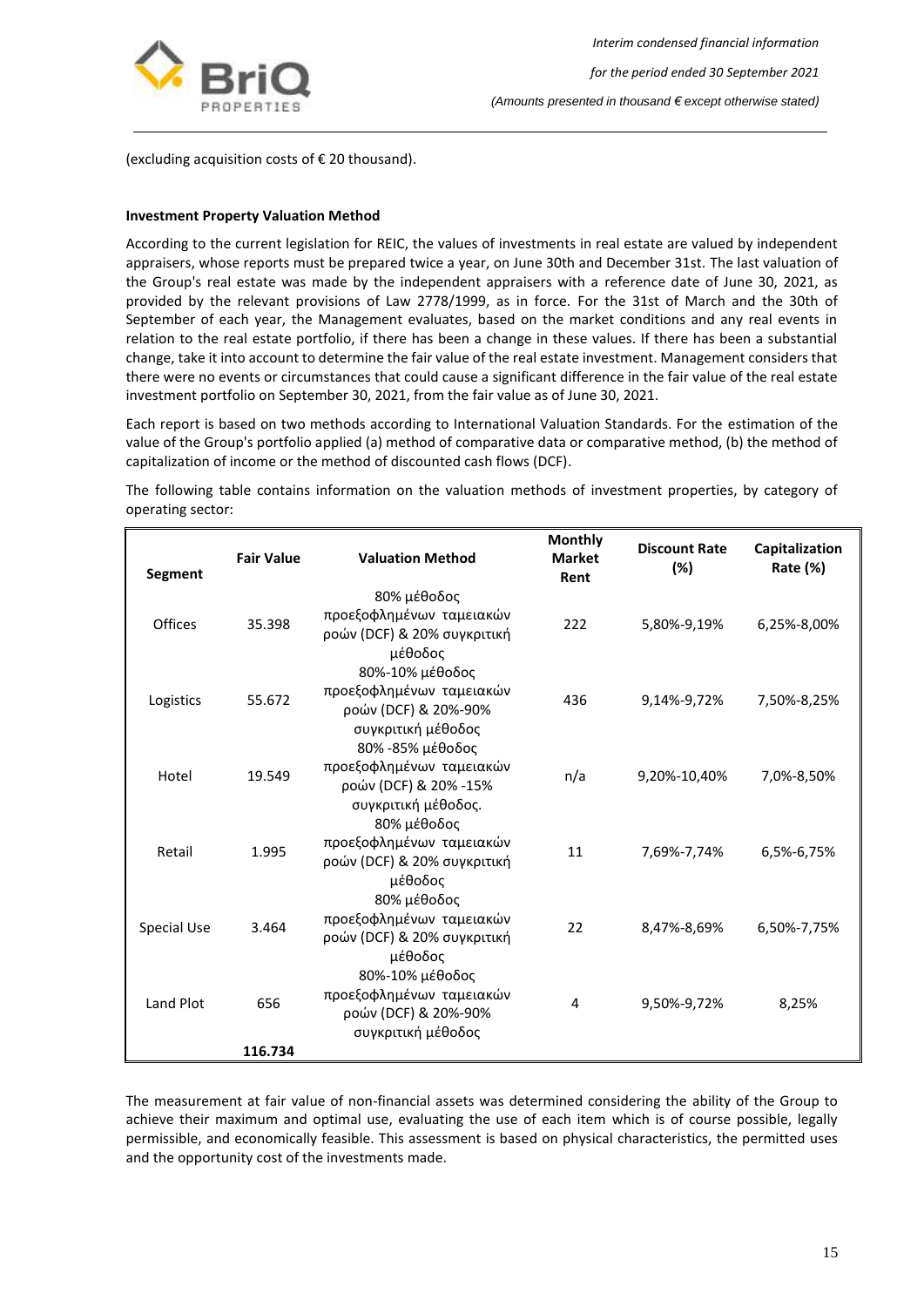(excluding acquisition costs of € 20 thousand).

**Investment Property Valuation Method**

According to the current legislation for REIC, the values of investments in real estate are valued by independent appraisers, whose reports must be prepared twice a year, on June 30th and December 31st. The last valuation of the Group's real estate was made by the independent appraisers with a reference date of June 30, 2021, as provided by the relevant provisions of Law 2778/1999, as in force. For the 31st of March and the 30th of September of each year, the Management evaluates, based on the market conditions and any real events in relation to the real estate portfolio, if there has been a change in these values. If there has been a substantial change, take it into account to determine the fair value of the real estate investment. Management considers that there were no events or circumstances that could cause a significant difference in the fair value of the real estate investment portfolio on September 30, 2021, from the fair value as of June 30, 2021.

Each report is based on two methods according to International Valuation Standards. For the estimation of the value of the Group's portfolio applied (a) method of comparative data or comparative method, (b) the method of capitalization of income or the method of discounted cash flows (DCF).

The following table contains information on the valuation methods of investment properties, by category of operating sector:

| Segment | Fair Value | Valuation Method | Monthly Market Rent | Discount Rate (%) | Capitalization Rate (%) |
|---|---|---|---|---|---|
| Offices | 35.398 | 80% μέθοδος προεξοφλημένων ταμειακών ροών (DCF) & 20% συγκριτική μέθοδος | 222 | 5,80%-9,19% | 6,25%-8,00% |
| Logistics | 55.672 | 80%-10% μέθοδος προεξοφλημένων ταμειακών ροών (DCF) & 20%-90% συγκριτική μέθοδος | 436 | 9,14%-9,72% | 7,50%-8,25% |
| Hotel | 19.549 | 80% -85% μέθοδος προεξοφλημένων ταμειακών ροών (DCF) & 20% -15% συγκριτική μέθοδος. | n/a | 9,20%-10,40% | 7,0%-8,50% |
| Retail | 1.995 | 80% μέθοδος προεξοφλημένων ταμειακών ροών (DCF) & 20% συγκριτική μέθοδος | 11 | 7,69%-7,74% | 6,5%-6,75% |
| Special Use | 3.464 | 80% μέθοδος προεξοφλημένων ταμειακών ροών (DCF) & 20% συγκριτική μέθοδος | 22 | 8,47%-8,69% | 6,50%-7,75% |
| Land Plot | 656 | 80%-10% μέθοδος προεξοφλημένων ταμειακών ροών (DCF) & 20%-90% συγκριτική μέθοδος | 4 | 9,50%-9,72% | 8,25% |
| | **116.734** | | | | |

The measurement at fair value of non-financial assets was determined considering the ability of the Group to achieve their maximum and optimal use, evaluating the use of each item which is of course possible, legally permissible, and economically feasible. This assessment is based on physical characteristics, the permitted uses and the opportunity cost of the investments made.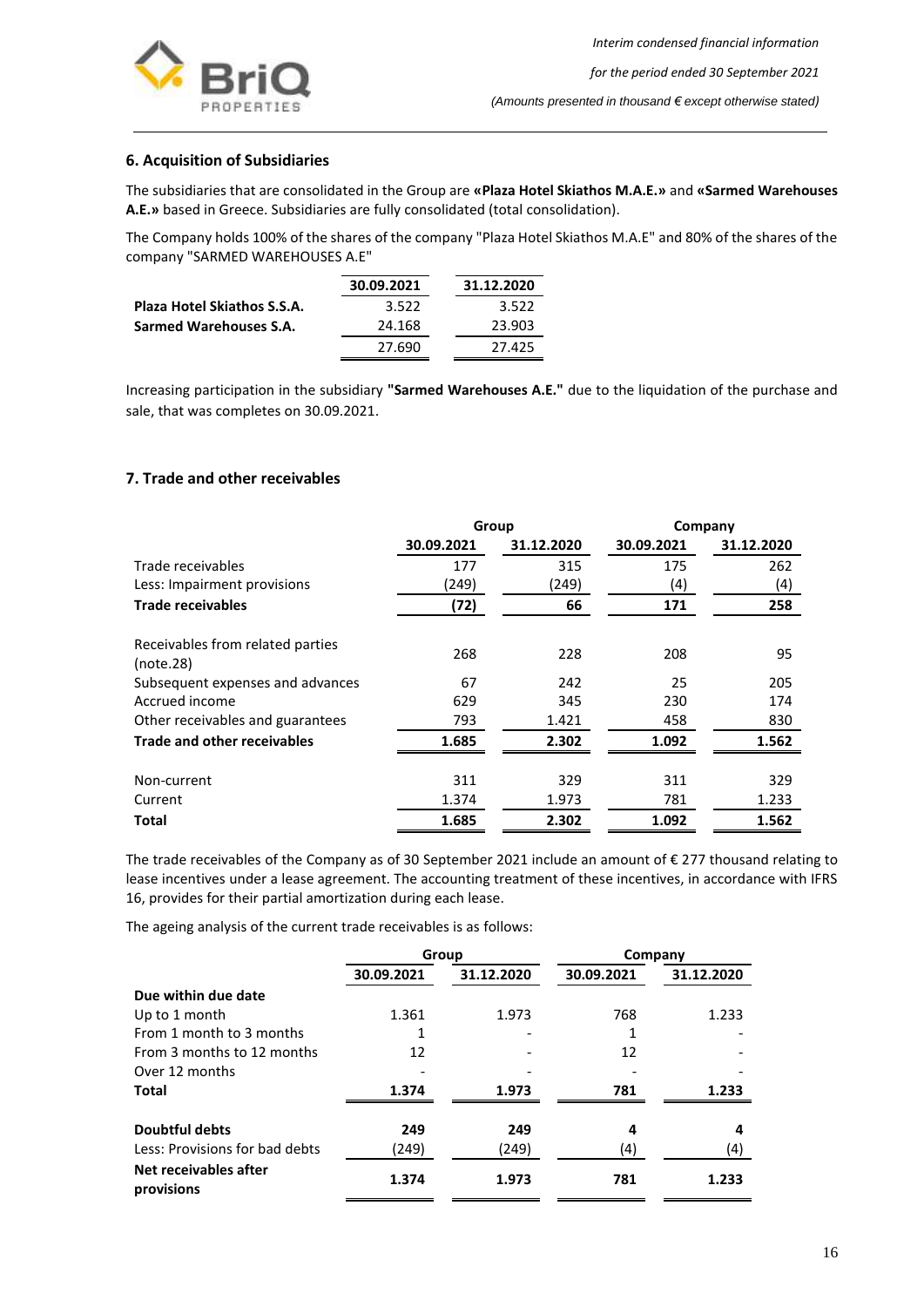## 6. Acquisition of Subsidiaries

The subsidiaries that are consolidated in the Group are **«Plaza Hotel Skiathos M.A.E.»** and **«Sarmed Warehouses A.E.»** based in Greece. Subsidiaries are fully consolidated (total consolidation).

The Company holds 100% of the shares of the company "Plaza Hotel Skiathos M.A.E" and 80% of the shares of the company "SARMED WAREHOUSES A.E"

| | 30.09.2021 | 31.12.2020 |
|---|---|---|
| **Plaza Hotel Skiathos S.S.A.** | 3.522 | 3.522 |
| **Sarmed Warehouses S.A.** | 24.168 | 23.903 |
| | 27.690 | 27.425 |

Increasing participation in the subsidiary **"Sarmed Warehouses A.E."** due to the liquidation of the purchase and sale, that was completes on 30.09.2021.

## 7. Trade and other receivables

| | Group | | Company | |
|---|---|---|---|---|
| | 30.09.2021 | 31.12.2020 | 30.09.2021 | 31.12.2020 |
| Trade receivables | 177 | 315 | 175 | 262 |
| Less: Impairment provisions | (249) | (249) | (4) | (4) |
| **Trade receivables** | **(72)** | **66** | **171** | **258** |
| Receivables from related parties (note.28) | 268 | 228 | 208 | 95 |
| Subsequent expenses and advances | 67 | 242 | 25 | 205 |
| Accrued income | 629 | 345 | 230 | 174 |
| Other receivables and guarantees | 793 | 1.421 | 458 | 830 |
| **Trade and other receivables** | **1.685** | **2.302** | **1.092** | **1.562** |
| Non-current | 311 | 329 | 311 | 329 |
| Current | 1.374 | 1.973 | 781 | 1.233 |
| **Total** | **1.685** | **2.302** | **1.092** | **1.562** |

The trade receivables of the Company as of 30 September 2021 include an amount of € 277 thousand relating to lease incentives under a lease agreement. The accounting treatment of these incentives, in accordance with IFRS 16, provides for their partial amortization during each lease.

The ageing analysis of the current trade receivables is as follows:

| | Group | | Company | |
|---|---|---|---|---|
| | 30.09.2021 | 31.12.2020 | 30.09.2021 | 31.12.2020 |
| **Due within due date** | | | | |
| Up to 1 month | 1.361 | 1.973 | 768 | 1.233 |
| From 1 month to 3 months | 1 | - | 1 | - |
| From 3 months to 12 months | 12 | - | 12 | - |
| Over 12 months | - | - | - | - |
| **Total** | **1.374** | **1.973** | **781** | **1.233** |
| **Doubtful debts** | **249** | **249** | **4** | **4** |
| Less: Provisions for bad debts | (249) | (249) | (4) | (4) |
| **Net receivables after provisions** | **1.374** | **1.973** | **781** | **1.233** |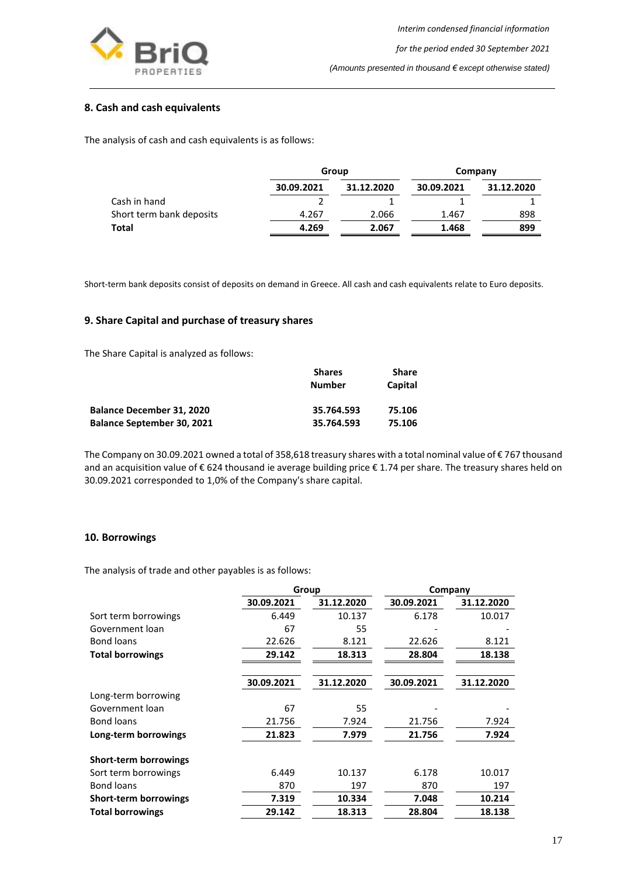## 8. Cash and cash equivalents

The analysis of cash and cash equivalents is as follows:

| | Group | | Company | |
|---|---|---|---|---|
| | 30.09.2021 | 31.12.2020 | 30.09.2021 | 31.12.2020 |
| Cash in hand | 2 | 1 | 1 | 1 |
| Short term bank deposits | 4.267 | 2.066 | 1.467 | 898 |
| **Total** | **4.269** | **2.067** | **1.468** | **899** |

Short-term bank deposits consist of deposits on demand in Greece. All cash and cash equivalents relate to Euro deposits.

## 9. Share Capital and purchase of treasury shares

The Share Capital is analyzed as follows:

| | Shares Number | Share Capital |
|---|---|---|
| **Balance December 31, 2020** | **35.764.593** | **75.106** |
| **Balance September 30, 2021** | **35.764.593** | **75.106** |

The Company on 30.09.2021 owned a total of 358,618 treasury shares with a total nominal value of € 767 thousand and an acquisition value of € 624 thousand ie average building price € 1.74 per share. The treasury shares held on 30.09.2021 corresponded to 1,0% of the Company's share capital.

## 10. Borrowings

The analysis of trade and other payables is as follows:

| | Group | | Company | |
|---|---|---|---|---|
| | 30.09.2021 | 31.12.2020 | 30.09.2021 | 31.12.2020 |
| Sort term borrowings | 6.449 | 10.137 | 6.178 | 10.017 |
| Government loan | 67 | 55 | - | - |
| Bond loans | 22.626 | 8.121 | 22.626 | 8.121 |
| **Total borrowings** | **29.142** | **18.313** | **28.804** | **18.138** |
| | **30.09.2021** | **31.12.2020** | **30.09.2021** | **31.12.2020** |
| Long-term borrowing | | | | |
| Government loan | 67 | 55 | - | - |
| Bond loans | 21.756 | 7.924 | 21.756 | 7.924 |
| **Long-term borrowings** | **21.823** | **7.979** | **21.756** | **7.924** |
| **Short-term borrowings** | | | | |
| Sort term borrowings | 6.449 | 10.137 | 6.178 | 10.017 |
| Bond loans | 870 | 197 | 870 | 197 |
| **Short-term borrowings** | **7.319** | **10.334** | **7.048** | **10.214** |
| **Total borrowings** | **29.142** | **18.313** | **28.804** | **18.138** |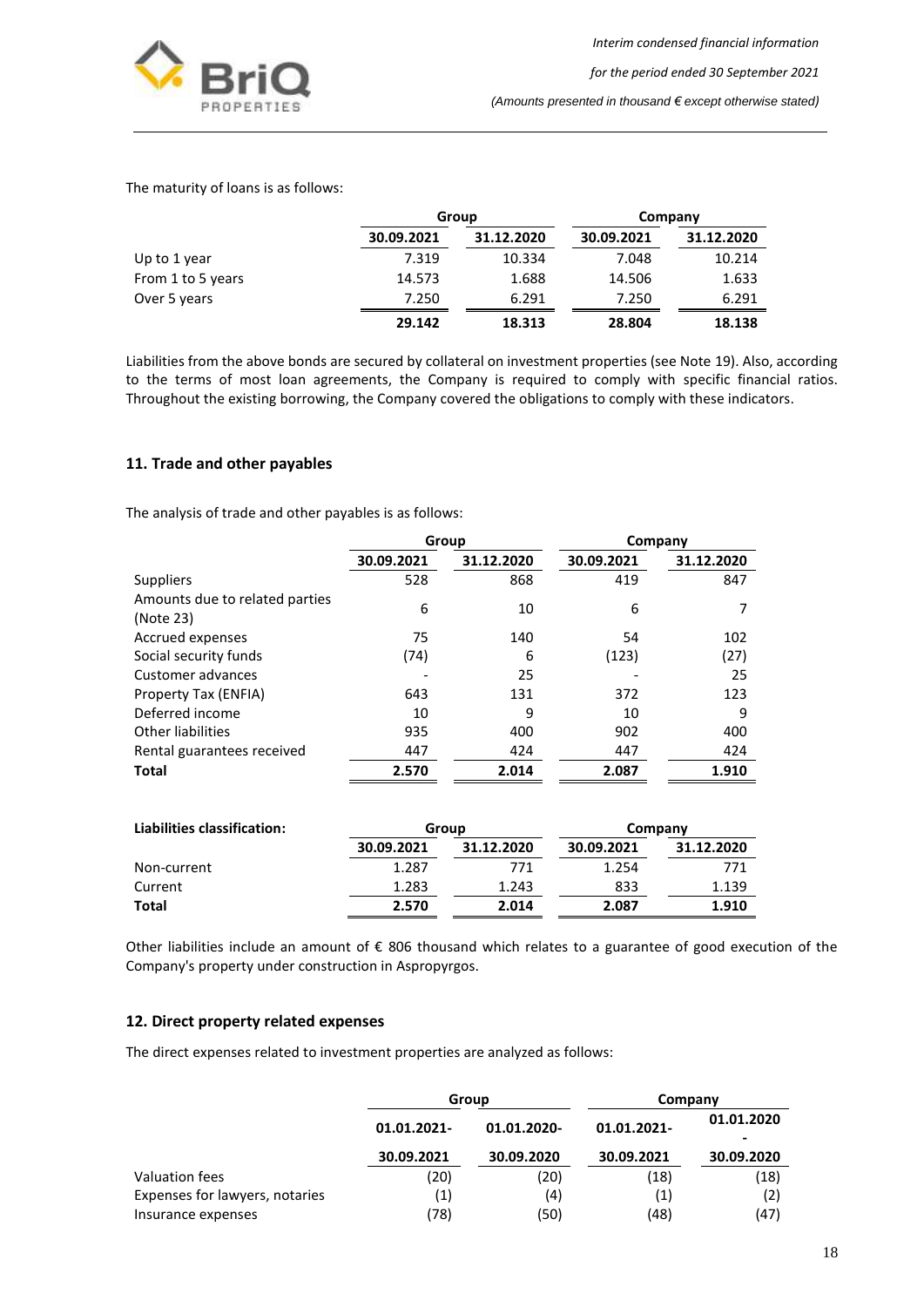The maturity of loans is as follows:

| | Group | | Company | |
|---|---|---|---|---|
| | 30.09.2021 | 31.12.2020 | 30.09.2021 | 31.12.2020 |
| Up to 1 year | 7.319 | 10.334 | 7.048 | 10.214 |
| From 1 to 5 years | 14.573 | 1.688 | 14.506 | 1.633 |
| Over 5 years | 7.250 | 6.291 | 7.250 | 6.291 |
| | **29.142** | **18.313** | **28.804** | **18.138** |

Liabilities from the above bonds are secured by collateral on investment properties (see Note 19). Also, according to the terms of most loan agreements, the Company is required to comply with specific financial ratios. Throughout the existing borrowing, the Company covered the obligations to comply with these indicators.

## 11. Trade and other payables

The analysis of trade and other payables is as follows:

| | Group | | Company | |
|---|---|---|---|---|
| | 30.09.2021 | 31.12.2020 | 30.09.2021 | 31.12.2020 |
| Suppliers | 528 | 868 | 419 | 847 |
| Amounts due to related parties (Note 23) | 6 | 10 | 6 | 7 |
| Accrued expenses | 75 | 140 | 54 | 102 |
| Social security funds | (74) | 6 | (123) | (27) |
| Customer advances | - | 25 | - | 25 |
| Property Tax (ENFIA) | 643 | 131 | 372 | 123 |
| Deferred income | 10 | 9 | 10 | 9 |
| Other liabilities | 935 | 400 | 902 | 400 |
| Rental guarantees received | 447 | 424 | 447 | 424 |
| **Total** | **2.570** | **2.014** | **2.087** | **1.910** |

| **Liabilities classification:** | Group | | Company | |
|---|---|---|---|---|
| | 30.09.2021 | 31.12.2020 | 30.09.2021 | 31.12.2020 |
| Non-current | 1.287 | 771 | 1.254 | 771 |
| Current | 1.283 | 1.243 | 833 | 1.139 |
| **Total** | **2.570** | **2.014** | **2.087** | **1.910** |

Other liabilities include an amount of € 806 thousand which relates to a guarantee of good execution of the Company's property under construction in Aspropyrgos.

## 12. Direct property related expenses

The direct expenses related to investment properties are analyzed as follows:

| | Group | | Company | |
|---|---|---|---|---|
| | 01.01.2021-30.09.2021 | 01.01.2020-30.09.2020 | 01.01.2021-30.09.2021 | 01.01.2020-30.09.2020 |
| Valuation fees | (20) | (20) | (18) | (18) |
| Expenses for lawyers, notaries | (1) | (4) | (1) | (2) |
| Insurance expenses | (78) | (50) | (48) | (47) |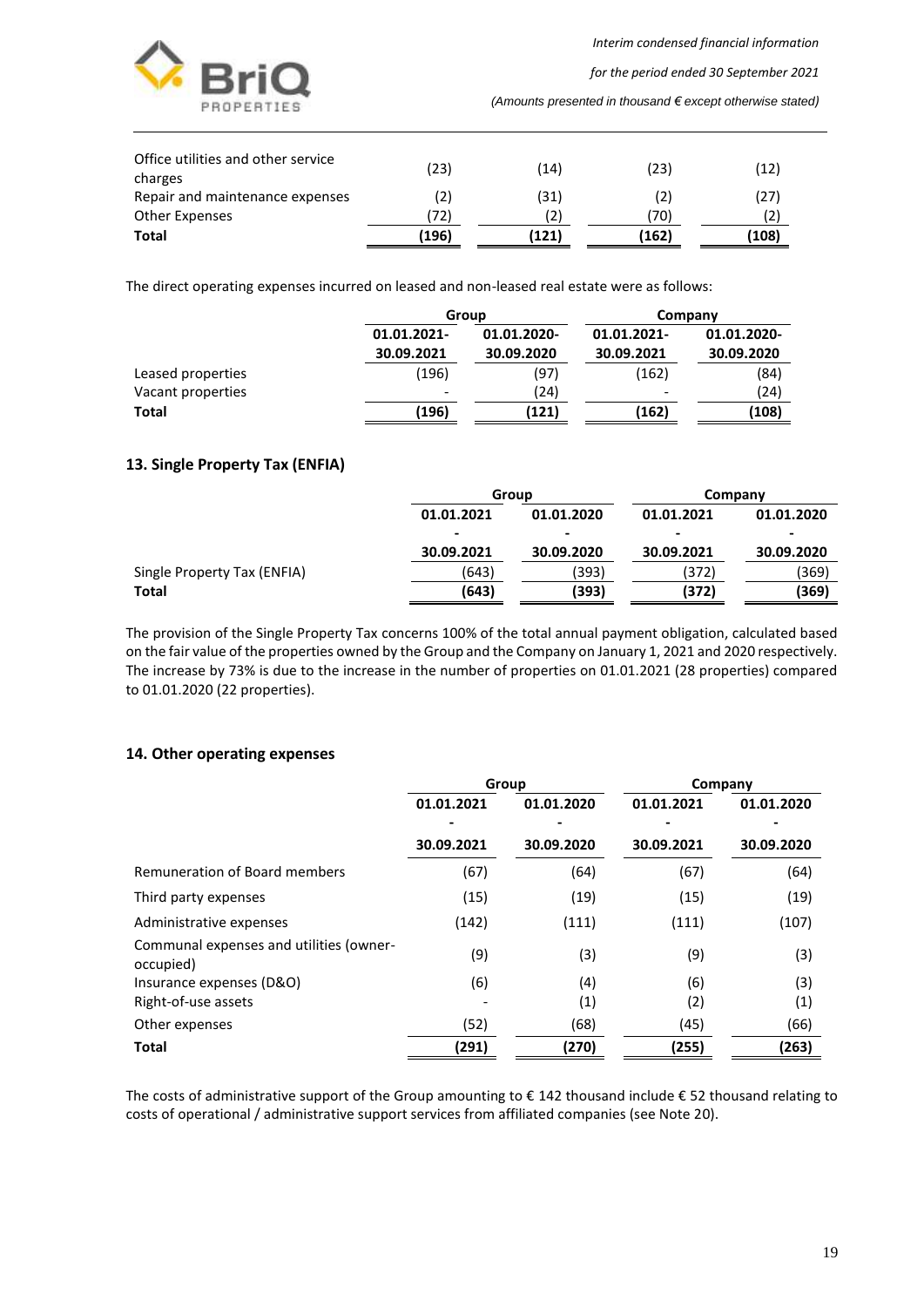| | | | | |
|---|---|---|---|---|
| Office utilities and other service charges | (23) | (14) | (23) | (12) |
| Repair and maintenance expenses | (2) | (31) | (2) | (27) |
| Other Expenses | (72) | (2) | (70) | (2) |
| **Total** | **(196)** | **(121)** | **(162)** | **(108)** |

The direct operating expenses incurred on leased and non-leased real estate were as follows:

| | Group | | Company | |
|---|---|---|---|---|
| | 01.01.2021-30.09.2021 | 01.01.2020-30.09.2020 | 01.01.2021-30.09.2021 | 01.01.2020-30.09.2020 |
| Leased properties | (196) | (97) | (162) | (84) |
| Vacant properties | - | (24) | - | (24) |
| **Total** | **(196)** | **(121)** | **(162)** | **(108)** |

## 13. Single Property Tax (ENFIA)

| | Group | | Company | |
|---|---|---|---|---|
| | 01.01.2021 - 30.09.2021 | 01.01.2020 - 30.09.2020 | 01.01.2021 - 30.09.2021 | 01.01.2020 - 30.09.2020 |
| Single Property Tax (ENFIA) | (643) | (393) | (372) | (369) |
| **Total** | **(643)** | **(393)** | **(372)** | **(369)** |

The provision of the Single Property Tax concerns 100% of the total annual payment obligation, calculated based on the fair value of the properties owned by the Group and the Company on January 1, 2021 and 2020 respectively. The increase by 73% is due to the increase in the number of properties on 01.01.2021 (28 properties) compared to 01.01.2020 (22 properties).

## 14. Other operating expenses

| | Group | | Company | |
|---|---|---|---|---|
| | 01.01.2021 - 30.09.2021 | 01.01.2020 - 30.09.2020 | 01.01.2021 - 30.09.2021 | 01.01.2020 - 30.09.2020 |
| Remuneration of Board members | (67) | (64) | (67) | (64) |
| Third party expenses | (15) | (19) | (15) | (19) |
| Administrative expenses | (142) | (111) | (111) | (107) |
| Communal expenses and utilities (owner-occupied) | (9) | (3) | (9) | (3) |
| Insurance expenses (D&O) | (6) | (4) | (6) | (3) |
| Right-of-use assets | - | (1) | (2) | (1) |
| Other expenses | (52) | (68) | (45) | (66) |
| **Total** | **(291)** | **(270)** | **(255)** | **(263)** |

The costs of administrative support of the Group amounting to € 142 thousand include € 52 thousand relating to costs of operational / administrative support services from affiliated companies (see Note 20).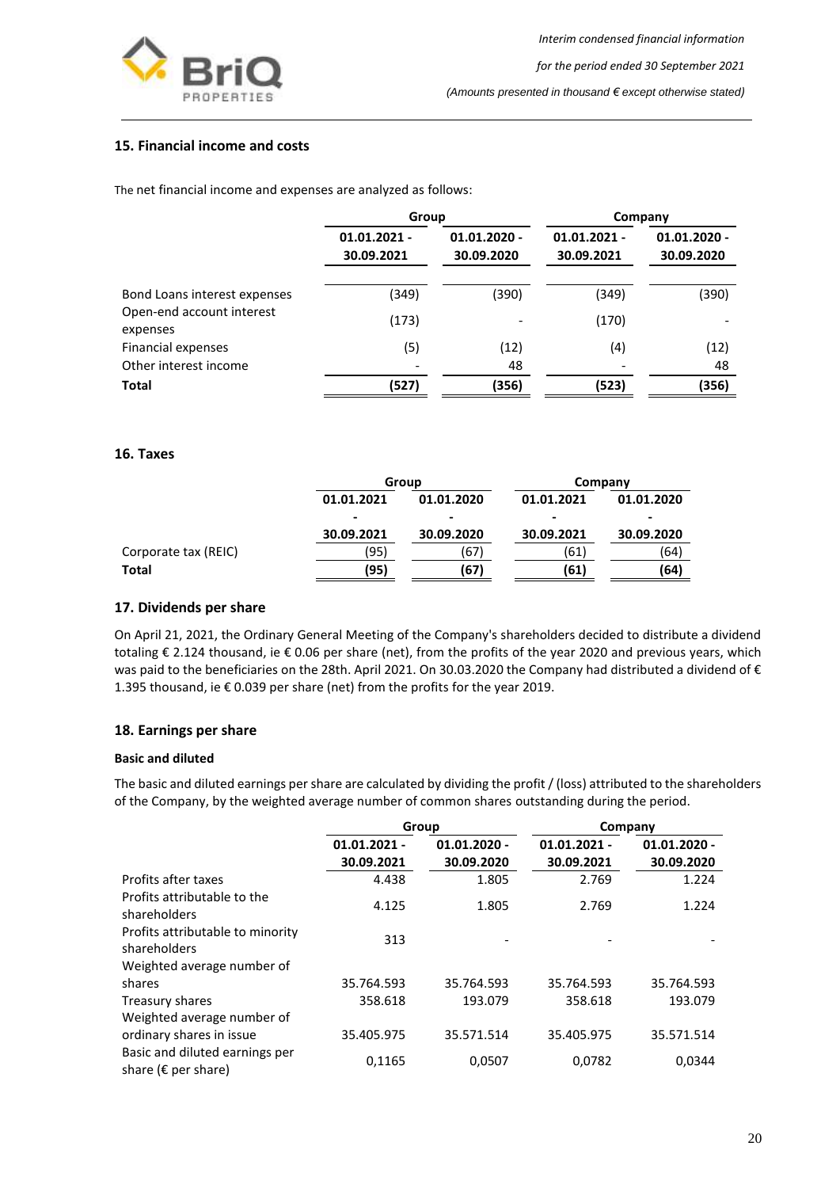## 15. Financial income and costs

The net financial income and expenses are analyzed as follows:

| | Group | | Company | |
|---|---|---|---|---|
| | 01.01.2021 - 30.09.2021 | 01.01.2020 - 30.09.2020 | 01.01.2021 - 30.09.2021 | 01.01.2020 - 30.09.2020 |
| Bond Loans interest expenses | (349) | (390) | (349) | (390) |
| Open-end account interest expenses | (173) | - | (170) | - |
| Financial expenses | (5) | (12) | (4) | (12) |
| Other interest income | - | 48 | - | 48 |
| **Total** | **(527)** | **(356)** | **(523)** | **(356)** |

## 16. Taxes

| | Group | | Company | |
|---|---|---|---|---|
| | 01.01.2021 - 30.09.2021 | 01.01.2020 - 30.09.2020 | 01.01.2021 - 30.09.2021 | 01.01.2020 - 30.09.2020 |
| Corporate tax (REIC) | (95) | (67) | (61) | (64) |
| **Total** | **(95)** | **(67)** | **(61)** | **(64)** |

## 17. Dividends per share

On April 21, 2021, the Ordinary General Meeting of the Company's shareholders decided to distribute a dividend totaling € 2.124 thousand, ie € 0.06 per share (net), from the profits of the year 2020 and previous years, which was paid to the beneficiaries on the 28th. April 2021. On 30.03.2020 the Company had distributed a dividend of € 1.395 thousand, ie € 0.039 per share (net) from the profits for the year 2019.

## 18. Earnings per share

**Basic and diluted**

The basic and diluted earnings per share are calculated by dividing the profit / (loss) attributed to the shareholders of the Company, by the weighted average number of common shares outstanding during the period.

| | Group | | Company | |
|---|---|---|---|---|
| | 01.01.2021 - 30.09.2021 | 01.01.2020 - 30.09.2020 | 01.01.2021 - 30.09.2021 | 01.01.2020 - 30.09.2020 |
| Profits after taxes | 4.438 | 1.805 | 2.769 | 1.224 |
| Profits attributable to the shareholders | 4.125 | 1.805 | 2.769 | 1.224 |
| Profits attributable to minority shareholders | 313 | - | - | - |
| Weighted average number of shares | 35.764.593 | 35.764.593 | 35.764.593 | 35.764.593 |
| Treasury shares | 358.618 | 193.079 | 358.618 | 193.079 |
| Weighted average number of ordinary shares in issue | 35.405.975 | 35.571.514 | 35.405.975 | 35.571.514 |
| Basic and diluted earnings per share (€ per share) | 0,1165 | 0,0507 | 0,0782 | 0,0344 |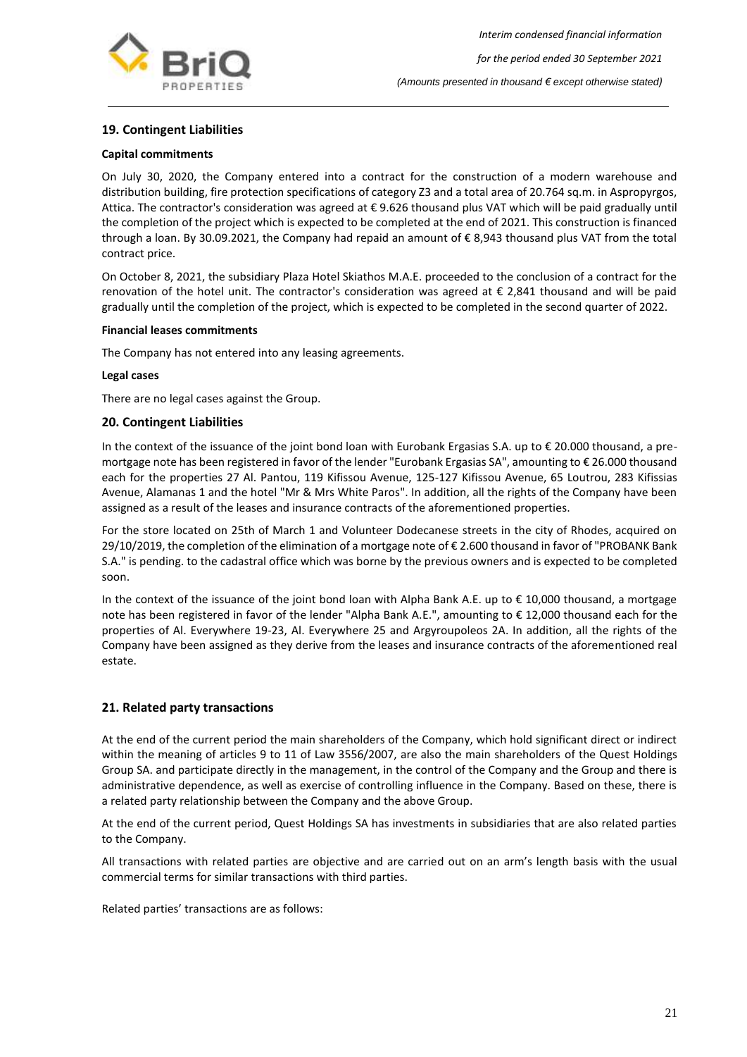## 19. Contingent Liabilities

### Capital commitments

On July 30, 2020, the Company entered into a contract for the construction of a modern warehouse and distribution building, fire protection specifications of category Z3 and a total area of 20.764 sq.m. in Aspropyrgos, Attica. The contractor's consideration was agreed at € 9.626 thousand plus VAT which will be paid gradually until the completion of the project which is expected to be completed at the end of 2021. This construction is financed through a loan. By 30.09.2021, the Company had repaid an amount of € 8,943 thousand plus VAT from the total contract price.

On October 8, 2021, the subsidiary Plaza Hotel Skiathos M.A.E. proceeded to the conclusion of a contract for the renovation of the hotel unit. The contractor's consideration was agreed at € 2,841 thousand and will be paid gradually until the completion of the project, which is expected to be completed in the second quarter of 2022.

### Financial leases commitments

The Company has not entered into any leasing agreements.

### Legal cases

There are no legal cases against the Group.

## 20. Contingent Liabilities

In the context of the issuance of the joint bond loan with Eurobank Ergasias S.A. up to € 20.000 thousand, a pre-mortgage note has been registered in favor of the lender "Eurobank Ergasias SA", amounting to € 26.000 thousand each for the properties 27 Al. Pantou, 119 Kifissou Avenue, 125-127 Kifissou Avenue, 65 Loutrou, 283 Kifissias Avenue, Alamanas 1 and the hotel "Mr & Mrs White Paros". In addition, all the rights of the Company have been assigned as a result of the leases and insurance contracts of the aforementioned properties.

For the store located on 25th of March 1 and Volunteer Dodecanese streets in the city of Rhodes, acquired on 29/10/2019, the completion of the elimination of a mortgage note of € 2.600 thousand in favor of "PROBANK Bank S.A." is pending. to the cadastral office which was borne by the previous owners and is expected to be completed soon.

In the context of the issuance of the joint bond loan with Alpha Bank A.E. up to € 10,000 thousand, a mortgage note has been registered in favor of the lender "Alpha Bank A.E.", amounting to € 12,000 thousand each for the properties of Al. Everywhere 19-23, Al. Everywhere 25 and Argyroupoleos 2A. In addition, all the rights of the Company have been assigned as they derive from the leases and insurance contracts of the aforementioned real estate.

## 21. Related party transactions

At the end of the current period the main shareholders of the Company, which hold significant direct or indirect within the meaning of articles 9 to 11 of Law 3556/2007, are also the main shareholders of the Quest Holdings Group SA. and participate directly in the management, in the control of the Company and the Group and there is administrative dependence, as well as exercise of controlling influence in the Company. Based on these, there is a related party relationship between the Company and the above Group.

At the end of the current period, Quest Holdings SA has investments in subsidiaries that are also related parties to the Company.

All transactions with related parties are objective and are carried out on an arm's length basis with the usual commercial terms for similar transactions with third parties.

Related parties' transactions are as follows: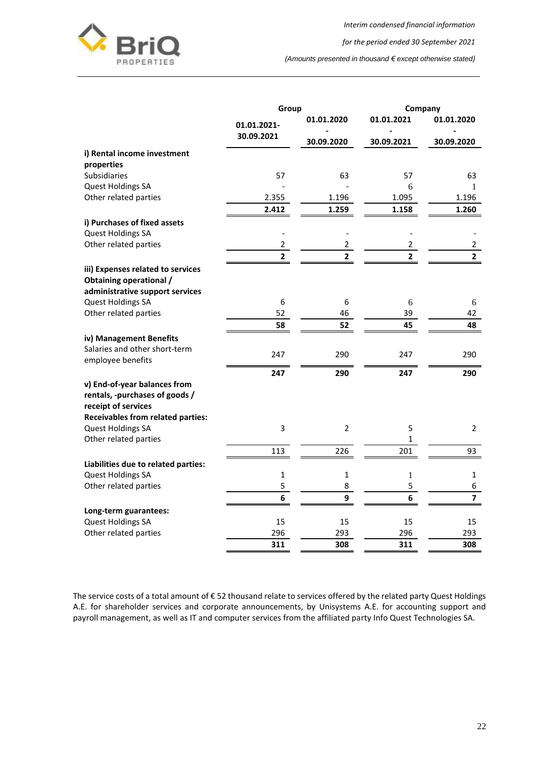| | Group | | Company | |
|---|---|---|---|---|
| | 01.01.2021-30.09.2021 | 01.01.2020 - 30.09.2020 | 01.01.2021 - 30.09.2021 | 01.01.2020 - 30.09.2020 |
| **i) Rental income investment properties** | | | | |
| Subsidiaries | 57 | 63 | 57 | 63 |
| Quest Holdings SA | - | - | 6 | 1 |
| Other related parties | 2.355 | 1.196 | 1.095 | 1.196 |
| | **2.412** | **1.259** | **1.158** | **1.260** |
| **i) Purchases of fixed assets** | | | | |
| Quest Holdings SA | - | - | - | - |
| Other related parties | 2 | 2 | 2 | 2 |
| | **2** | **2** | **2** | **2** |
| **iii) Expenses related to services Obtaining operational / administrative support services** | | | | |
| Quest Holdings SA | 6 | 6 | 6 | 6 |
| Other related parties | 52 | 46 | 39 | 42 |
| | **58** | **52** | **45** | **48** |
| **iv) Management Benefits** | | | | |
| Salaries and other short-term employee benefits | 247 | 290 | 247 | 290 |
| | **247** | **290** | **247** | **290** |
| **v) End-of-year balances from rentals, -purchases of goods / receipt of services** | | | | |
| **Receivables from related parties:** | | | | |
| Quest Holdings SA | 3 | 2 | 5 | 2 |
| Other related parties | | | 1 | |
| | 113 | 226 | 201 | 93 |
| **Liabilities due to related parties:** | | | | |
| Quest Holdings SA | 1 | 1 | 1 | 1 |
| Other related parties | 5 | 8 | 5 | 6 |
| | **6** | **9** | **6** | **7** |
| **Long-term guarantees:** | | | | |
| Quest Holdings SA | 15 | 15 | 15 | 15 |
| Other related parties | 296 | 293 | 296 | 293 |
| | **311** | **308** | **311** | **308** |

The service costs of a total amount of € 52 thousand relate to services offered by the related party Quest Holdings A.E. for shareholder services and corporate announcements, by Unisystems A.E. for accounting support and payroll management, as well as IT and computer services from the affiliated party Info Quest Technologies SA.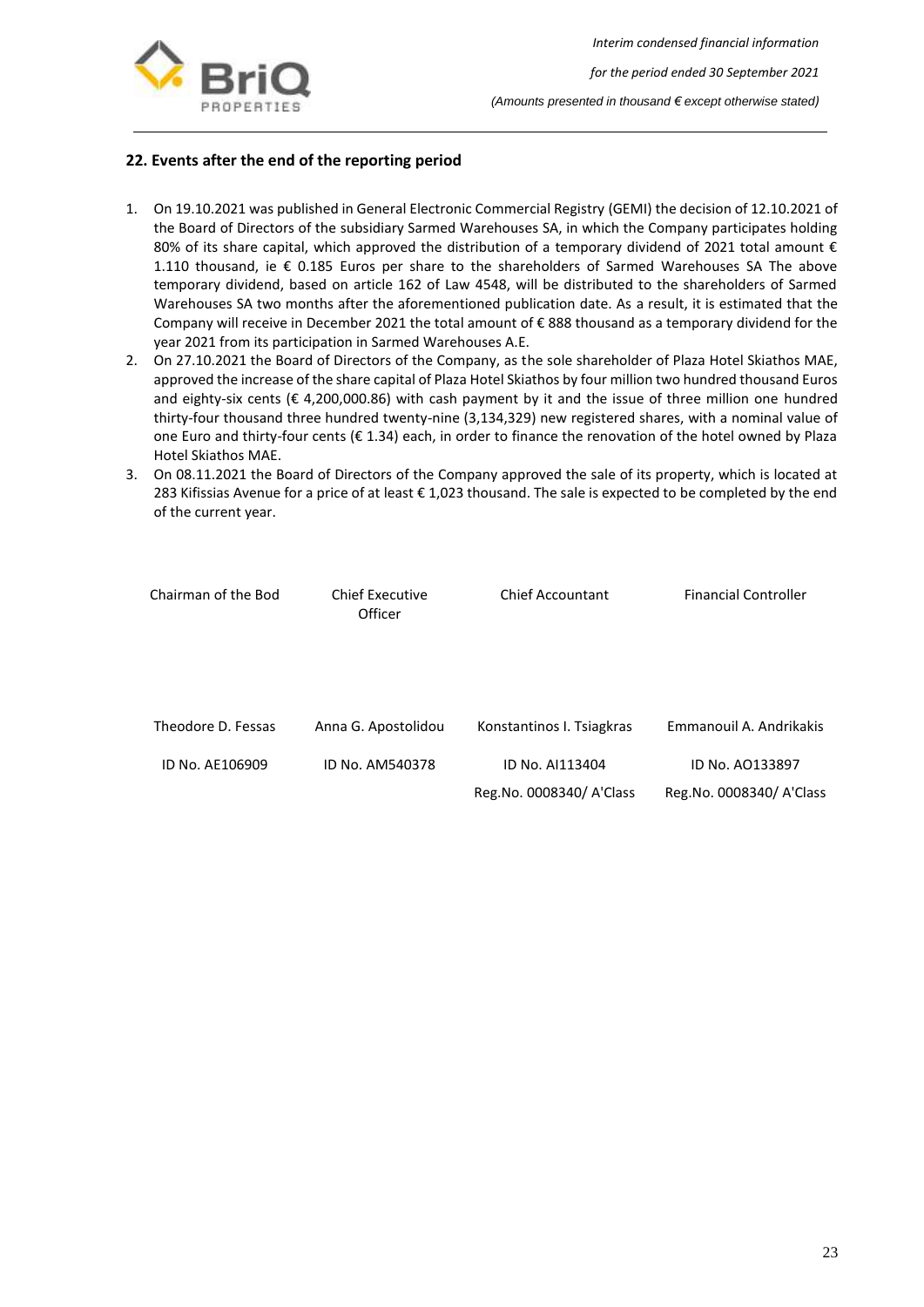## 22. Events after the end of the reporting period

1. On 19.10.2021 was published in General Electronic Commercial Registry (GEMI) the decision of 12.10.2021 of the Board of Directors of the subsidiary Sarmed Warehouses SA, in which the Company participates holding 80% of its share capital, which approved the distribution of a temporary dividend of 2021 total amount € 1.110 thousand, ie € 0.185 Euros per share to the shareholders of Sarmed Warehouses SA The above temporary dividend, based on article 162 of Law 4548, will be distributed to the shareholders of Sarmed Warehouses SA two months after the aforementioned publication date. As a result, it is estimated that the Company will receive in December 2021 the total amount of € 888 thousand as a temporary dividend for the year 2021 from its participation in Sarmed Warehouses A.E.
2. On 27.10.2021 the Board of Directors of the Company, as the sole shareholder of Plaza Hotel Skiathos MAE, approved the increase of the share capital of Plaza Hotel Skiathos by four million two hundred thousand Euros and eighty-six cents (€ 4,200,000.86) with cash payment by it and the issue of three million one hundred thirty-four thousand three hundred twenty-nine (3,134,329) new registered shares, with a nominal value of one Euro and thirty-four cents (€ 1.34) each, in order to finance the renovation of the hotel owned by Plaza Hotel Skiathos MAE.
3. On 08.11.2021 the Board of Directors of the Company approved the sale of its property, which is located at 283 Kifissias Avenue for a price of at least € 1,023 thousand. The sale is expected to be completed by the end of the current year.

| | | | |
|---|---|---|---|
| Chairman of the Bod | Chief Executive Officer | Chief Accountant | Financial Controller |
| Theodore D. Fessas | Anna G. Apostolidou | Konstantinos I. Tsiagkras | Emmanouil A. Andrikakis |
| ID No. AE106909 | ID No. AM540378 | ID No. AI113404 | ID No. AO133897 |
| | | Reg.No. 0008340/ A'Class | Reg.No. 0008340/ A'Class |